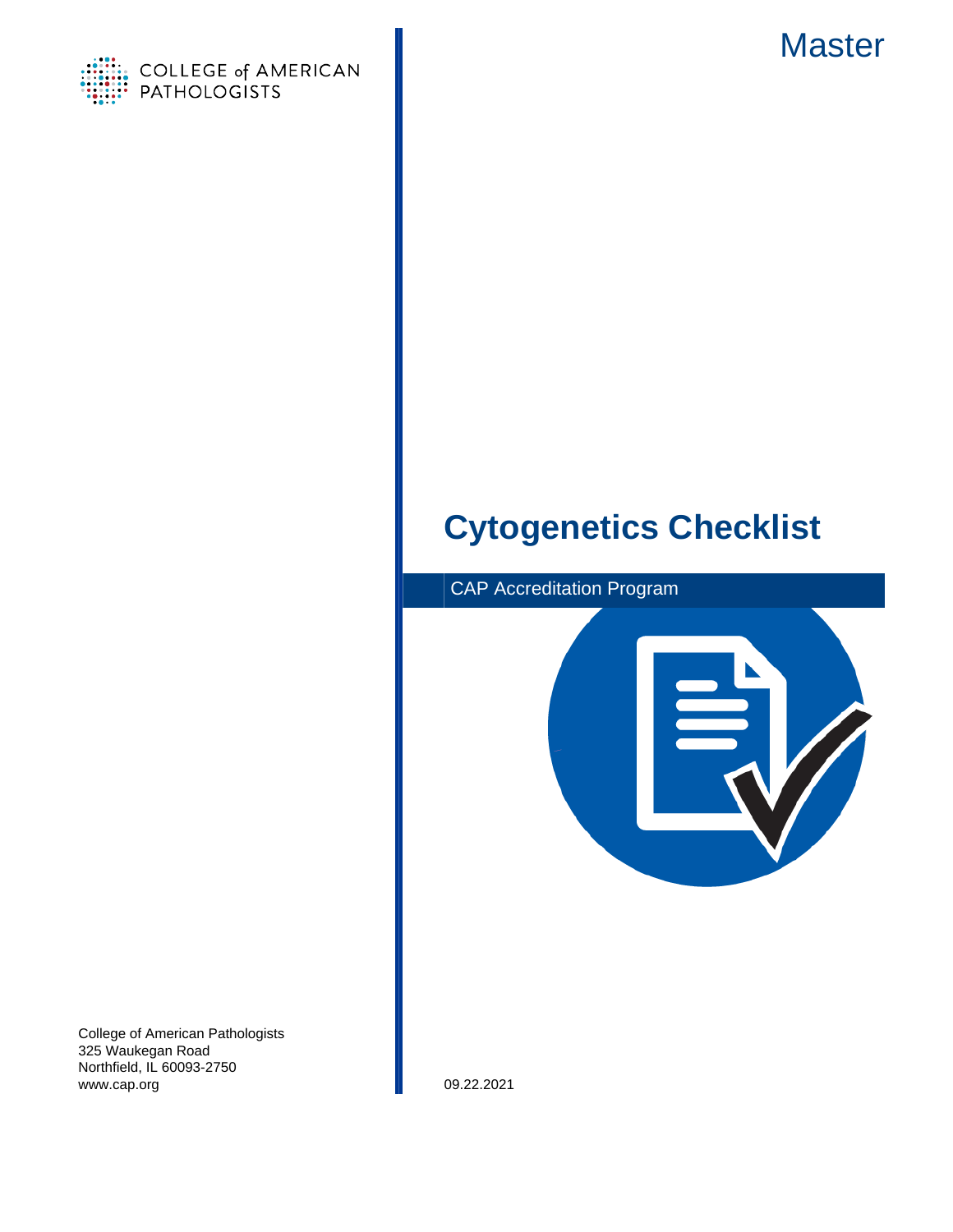COLLEGE of AMERICAN PATHOLOGISTS

Master

# Cytogenetics Checklist

CAP Accreditation Program

College of American Pathologists
325 Waukegan Road
Northfield, IL 60093-2750
www.cap.org

09.22.2021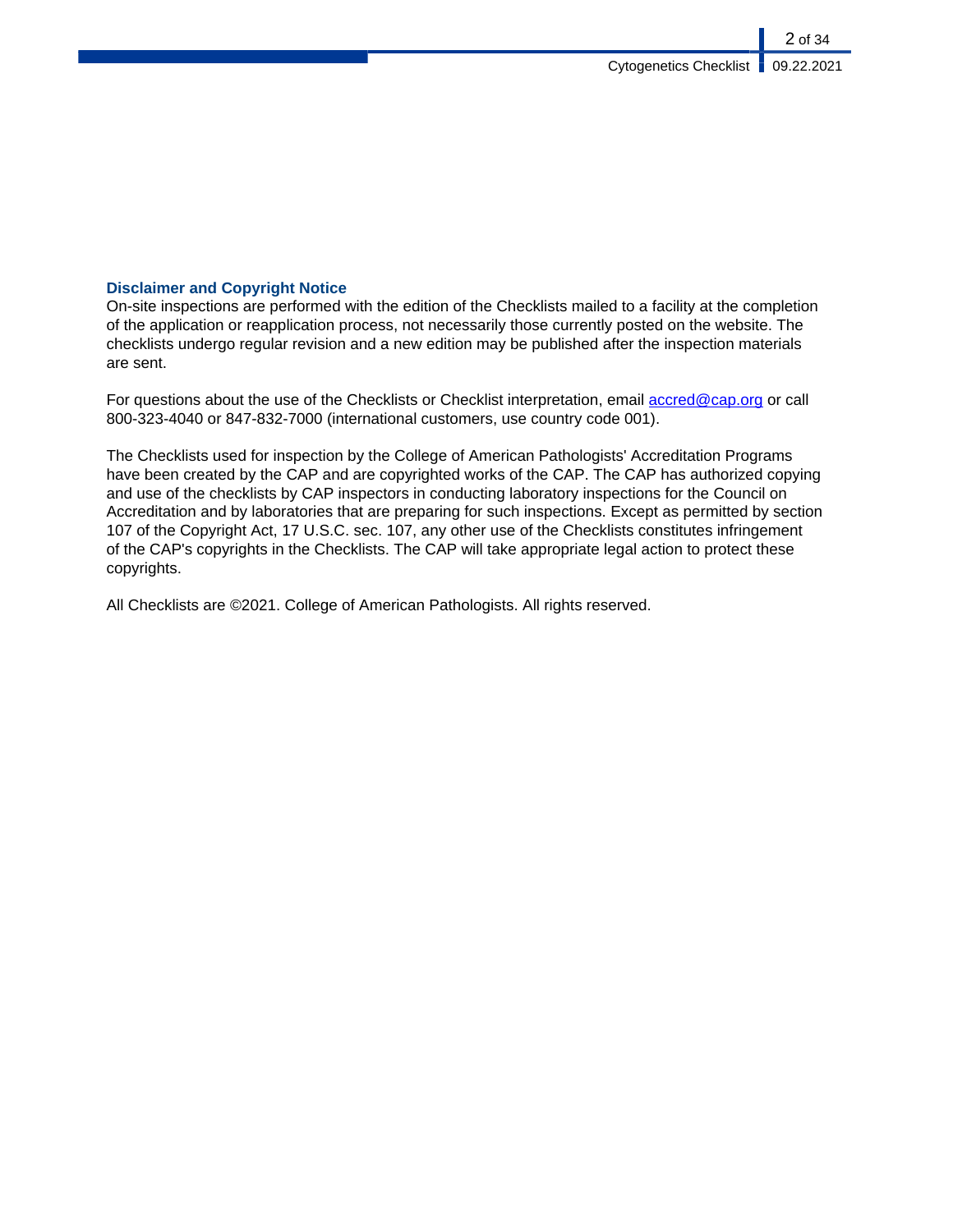## Disclaimer and Copyright Notice

On-site inspections are performed with the edition of the Checklists mailed to a facility at the completion of the application or reapplication process, not necessarily those currently posted on the website. The checklists undergo regular revision and a new edition may be published after the inspection materials are sent.

For questions about the use of the Checklists or Checklist interpretation, email accred@cap.org or call 800-323-4040 or 847-832-7000 (international customers, use country code 001).

The Checklists used for inspection by the College of American Pathologists' Accreditation Programs have been created by the CAP and are copyrighted works of the CAP. The CAP has authorized copying and use of the checklists by CAP inspectors in conducting laboratory inspections for the Council on Accreditation and by laboratories that are preparing for such inspections. Except as permitted by section 107 of the Copyright Act, 17 U.S.C. sec. 107, any other use of the Checklists constitutes infringement of the CAP's copyrights in the Checklists. The CAP will take appropriate legal action to protect these copyrights.

All Checklists are ©2021. College of American Pathologists. All rights reserved.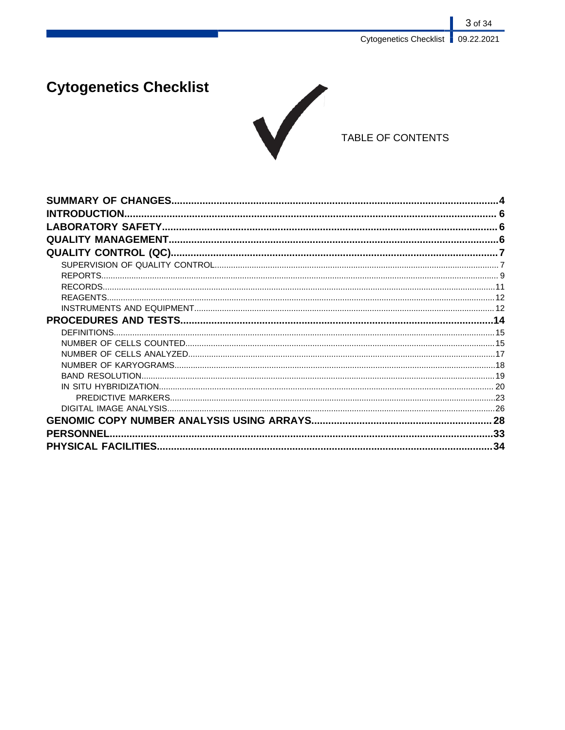# Cytogenetics Checklist

TABLE OF CONTENTS

**SUMMARY OF CHANGES** .......... 4
**INTRODUCTION** .......... 6
**LABORATORY SAFETY** .......... 6
**QUALITY MANAGEMENT** .......... 6
**QUALITY CONTROL (QC)** .......... 7
- SUPERVISION OF QUALITY CONTROL .......... 7
- REPORTS .......... 9
- RECORDS .......... 11
- REAGENTS .......... 12
- INSTRUMENTS AND EQUIPMENT .......... 12

**PROCEDURES AND TESTS** .......... 14
- DEFINITIONS .......... 15
- NUMBER OF CELLS COUNTED .......... 15
- NUMBER OF CELLS ANALYZED .......... 17
- NUMBER OF KARYOGRAMS .......... 18
- BAND RESOLUTION .......... 19
- IN SITU HYBRIDIZATION .......... 20
  - PREDICTIVE MARKERS .......... 23
- DIGITAL IMAGE ANALYSIS .......... 26

**GENOMIC COPY NUMBER ANALYSIS USING ARRAYS** .......... 28
**PERSONNEL** .......... 33
**PHYSICAL FACILITIES** .......... 34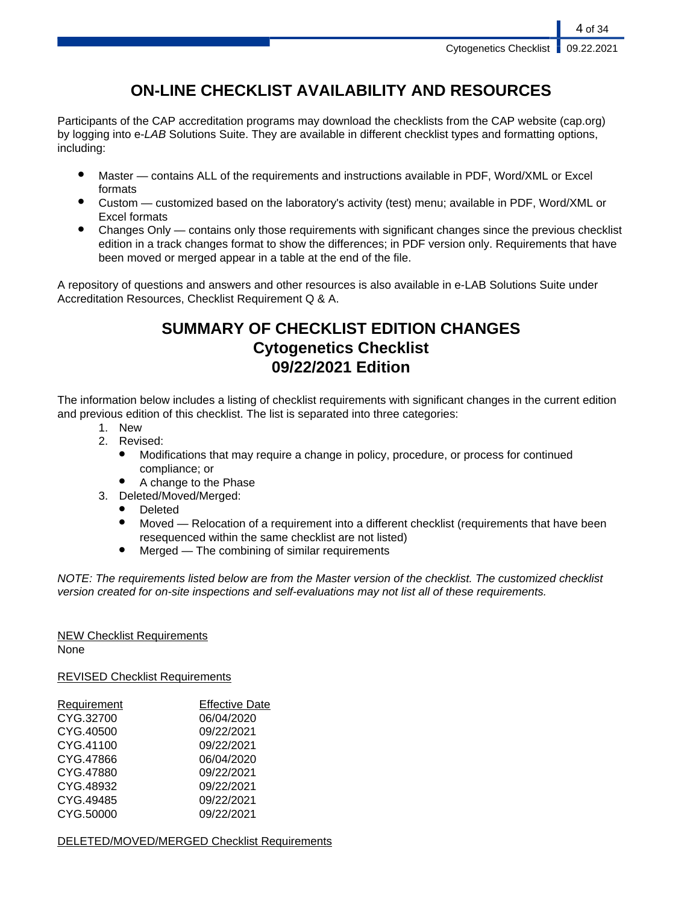# ON-LINE CHECKLIST AVAILABILITY AND RESOURCES

Participants of the CAP accreditation programs may download the checklists from the CAP website (cap.org) by logging into e-*LAB* Solutions Suite. They are available in different checklist types and formatting options, including:

- Master — contains ALL of the requirements and instructions available in PDF, Word/XML or Excel formats
- Custom — customized based on the laboratory's activity (test) menu; available in PDF, Word/XML or Excel formats
- Changes Only — contains only those requirements with significant changes since the previous checklist edition in a track changes format to show the differences; in PDF version only. Requirements that have been moved or merged appear in a table at the end of the file.

A repository of questions and answers and other resources is also available in e-LAB Solutions Suite under Accreditation Resources, Checklist Requirement Q & A.

# SUMMARY OF CHECKLIST EDITION CHANGES
# Cytogenetics Checklist
# 09/22/2021 Edition

The information below includes a listing of checklist requirements with significant changes in the current edition and previous edition of this checklist. The list is separated into three categories:

1. New
2. Revised:
   - Modifications that may require a change in policy, procedure, or process for continued compliance; or
   - A change to the Phase
3. Deleted/Moved/Merged:
   - Deleted
   - Moved — Relocation of a requirement into a different checklist (requirements that have been resequenced within the same checklist are not listed)
   - Merged — The combining of similar requirements

*NOTE: The requirements listed below are from the Master version of the checklist. The customized checklist version created for on-site inspections and self-evaluations may not list all of these requirements.*

NEW Checklist Requirements

None

REVISED Checklist Requirements

| Requirement | Effective Date |
|---|---|
| CYG.32700 | 06/04/2020 |
| CYG.40500 | 09/22/2021 |
| CYG.41100 | 09/22/2021 |
| CYG.47866 | 06/04/2020 |
| CYG.47880 | 09/22/2021 |
| CYG.48932 | 09/22/2021 |
| CYG.49485 | 09/22/2021 |
| CYG.50000 | 09/22/2021 |

DELETED/MOVED/MERGED Checklist Requirements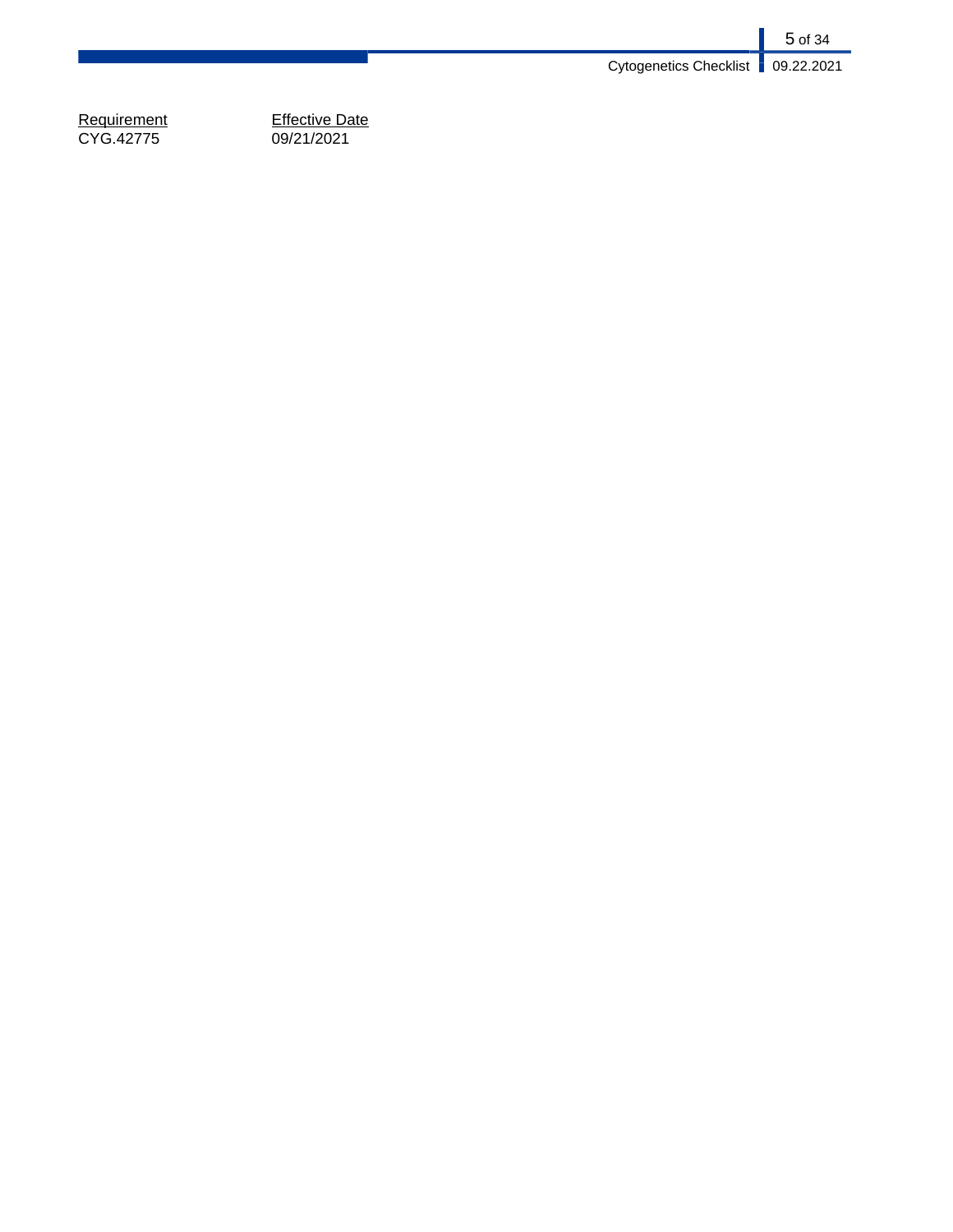| Requirement | Effective Date |
| --- | --- |
| CYG.42775 | 09/21/2021 |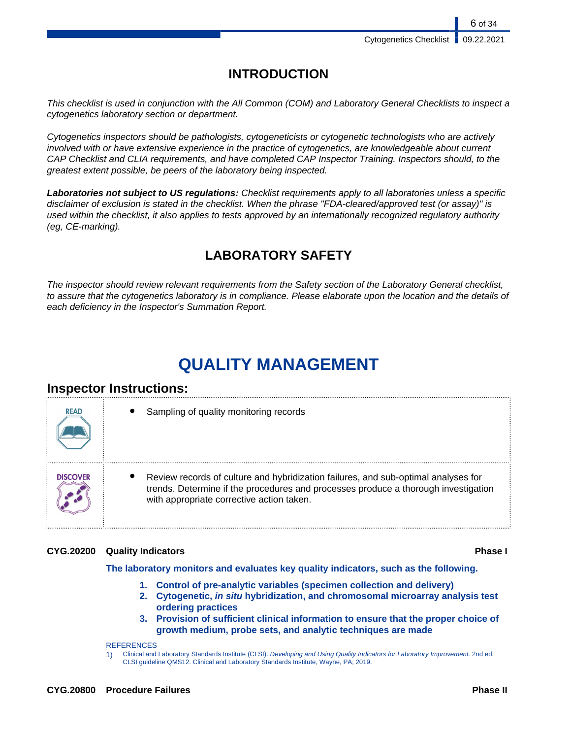## INTRODUCTION

*This checklist is used in conjunction with the All Common (COM) and Laboratory General Checklists to inspect a cytogenetics laboratory section or department.*

*Cytogenetics inspectors should be pathologists, cytogeneticists or cytogenetic technologists who are actively involved with or have extensive experience in the practice of cytogenetics, are knowledgeable about current CAP Checklist and CLIA requirements, and have completed CAP Inspector Training. Inspectors should, to the greatest extent possible, be peers of the laboratory being inspected.*

***Laboratories not subject to US regulations:*** *Checklist requirements apply to all laboratories unless a specific disclaimer of exclusion is stated in the checklist. When the phrase "FDA-cleared/approved test (or assay)" is used within the checklist, it also applies to tests approved by an internationally recognized regulatory authority (eg, CE-marking).*

## LABORATORY SAFETY

*The inspector should review relevant requirements from the Safety section of the Laboratory General checklist, to assure that the cytogenetics laboratory is in compliance. Please elaborate upon the location and the details of each deficiency in the Inspector's Summation Report.*

# QUALITY MANAGEMENT

### Inspector Instructions:

| | |
|---|---|
| READ | • Sampling of quality monitoring records |
| DISCOVER | • Review records of culture and hybridization failures, and sub-optimal analyses for trends. Determine if the procedures and processes produce a thorough investigation with appropriate corrective action taken. |

**CYG.20200 Quality Indicators** **Phase I**

**The laboratory monitors and evaluates key quality indicators, such as the following.**

1. **Control of pre-analytic variables (specimen collection and delivery)**
2. **Cytogenetic, *in situ* hybridization, and chromosomal microarray analysis test ordering practices**
3. **Provision of sufficient clinical information to ensure that the proper choice of growth medium, probe sets, and analytic techniques are made**

REFERENCES

1) Clinical and Laboratory Standards Institute (CLSI). *Developing and Using Quality Indicators for Laboratory Improvement.* 2nd ed. CLSI guideline QMS12. Clinical and Laboratory Standards Institute, Wayne, PA; 2019.

**CYG.20800 Procedure Failures** **Phase II**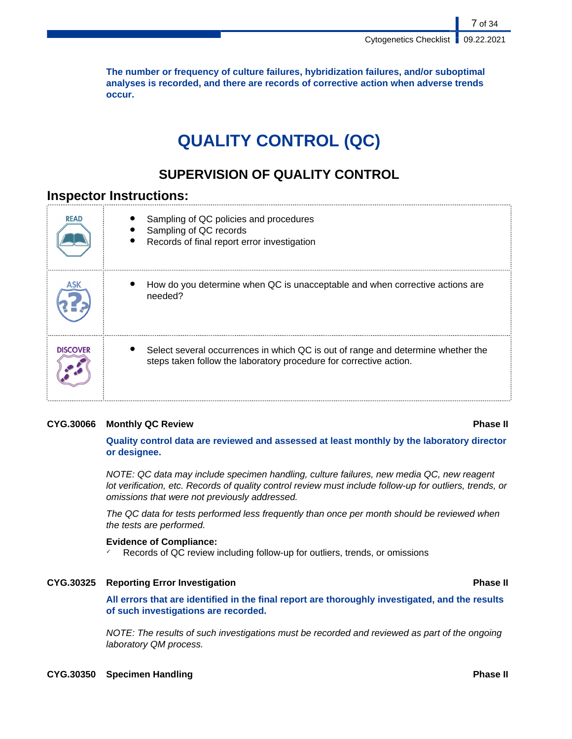**The number or frequency of culture failures, hybridization failures, and/or suboptimal analyses is recorded, and there are records of corrective action when adverse trends occur.**

# QUALITY CONTROL (QC)

## SUPERVISION OF QUALITY CONTROL

### Inspector Instructions:

| | |
|---|---|
| READ | • Sampling of QC policies and procedures<br>• Sampling of QC records<br>• Records of final report error investigation |
| ASK | • How do you determine when QC is unacceptable and when corrective actions are needed? |
| DISCOVER | • Select several occurrences in which QC is out of range and determine whether the steps taken follow the laboratory procedure for corrective action. |

**CYG.30066 Monthly QC Review** **Phase II**

**Quality control data are reviewed and assessed at least monthly by the laboratory director or designee.**

*NOTE: QC data may include specimen handling, culture failures, new media QC, new reagent lot verification, etc. Records of quality control review must include follow-up for outliers, trends, or omissions that were not previously addressed.*

*The QC data for tests performed less frequently than once per month should be reviewed when the tests are performed.*

**Evidence of Compliance:**

- ✓ Records of QC review including follow-up for outliers, trends, or omissions

**CYG.30325 Reporting Error Investigation** **Phase II**

**All errors that are identified in the final report are thoroughly investigated, and the results of such investigations are recorded.**

*NOTE: The results of such investigations must be recorded and reviewed as part of the ongoing laboratory QM process.*

**CYG.30350 Specimen Handling** **Phase II**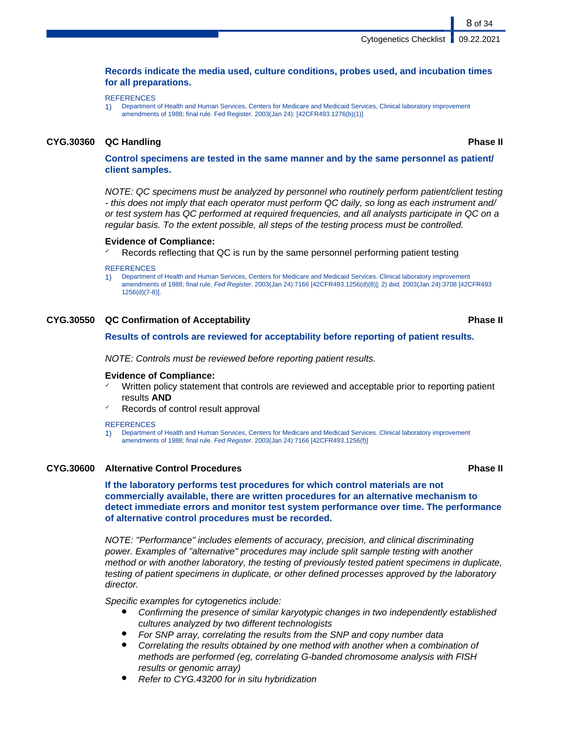**Records indicate the media used, culture conditions, probes used, and incubation times for all preparations.**

REFERENCES

1) Department of Health and Human Services, Centers for Medicare and Medicaid Services, Clinical laboratory improvement amendments of 1988; final rule. Fed Register. 2003(Jan 24): [42CFR493.1276(b)(1)]

### CYG.30360 QC Handling — Phase II

**Control specimens are tested in the same manner and by the same personnel as patient/ client samples.**

*NOTE: QC specimens must be analyzed by personnel who routinely perform patient/client testing - this does not imply that each operator must perform QC daily, so long as each instrument and/ or test system has QC performed at required frequencies, and all analysts participate in QC on a regular basis. To the extent possible, all steps of the testing process must be controlled.*

**Evidence of Compliance:**

- ✓ Records reflecting that QC is run by the same personnel performing patient testing

REFERENCES

1) Department of Health and Human Services, Centers for Medicare and Medicaid Services. Clinical laboratory improvement amendments of 1988; final rule. *Fed Register*. 2003(Jan 24):7166 [42CFR493.1256(d)(8)]; 2) *ibid,* 2003(Jan 24):3708 [42CFR493 1256(d)(7-8)].

### CYG.30550 QC Confirmation of Acceptability — Phase II

**Results of controls are reviewed for acceptability before reporting of patient results.**

*NOTE: Controls must be reviewed before reporting patient results.*

**Evidence of Compliance:**

- ✓ Written policy statement that controls are reviewed and acceptable prior to reporting patient results **AND**
- ✓ Records of control result approval

REFERENCES

1) Department of Health and Human Services, Centers for Medicare and Medicaid Services. Clinical laboratory improvement amendments of 1988; final rule. *Fed Register*. 2003(Jan 24):7166 [42CFR493.1256(f)]

### CYG.30600 Alternative Control Procedures — Phase II

**If the laboratory performs test procedures for which control materials are not commercially available, there are written procedures for an alternative mechanism to detect immediate errors and monitor test system performance over time. The performance of alternative control procedures must be recorded.**

*NOTE: "Performance" includes elements of accuracy, precision, and clinical discriminating power. Examples of "alternative" procedures may include split sample testing with another method or with another laboratory, the testing of previously tested patient specimens in duplicate, testing of patient specimens in duplicate, or other defined processes approved by the laboratory director.*

*Specific examples for cytogenetics include:*

- *Confirming the presence of similar karyotypic changes in two independently established cultures analyzed by two different technologists*
- *For SNP array, correlating the results from the SNP and copy number data*
- *Correlating the results obtained by one method with another when a combination of methods are performed (eg, correlating G-banded chromosome analysis with FISH results or genomic array)*
- *Refer to CYG.43200 for in situ hybridization*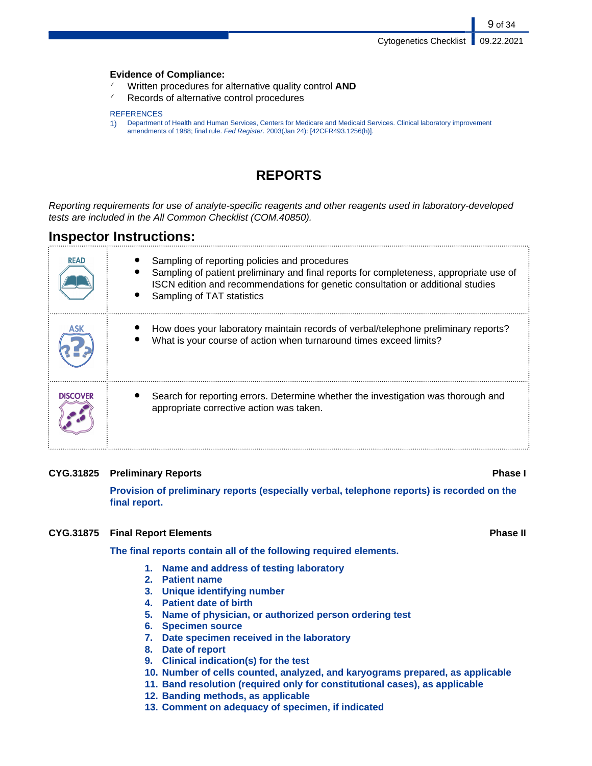**Evidence of Compliance:**

- ✓ Written procedures for alternative quality control **AND**
- ✓ Records of alternative control procedures

REFERENCES

1) Department of Health and Human Services, Centers for Medicare and Medicaid Services. Clinical laboratory improvement amendments of 1988; final rule. *Fed Register*. 2003(Jan 24): [42CFR493.1256(h)].

# REPORTS

*Reporting requirements for use of analyte-specific reagents and other reagents used in laboratory-developed tests are included in the All Common Checklist (COM.40850).*

## Inspector Instructions:

| | |
|---|---|
| READ | • Sampling of reporting policies and procedures<br>• Sampling of patient preliminary and final reports for completeness, appropriate use of ISCN edition and recommendations for genetic consultation or additional studies<br>• Sampling of TAT statistics |
| ASK | • How does your laboratory maintain records of verbal/telephone preliminary reports?<br>• What is your course of action when turnaround times exceed limits? |
| DISCOVER | • Search for reporting errors. Determine whether the investigation was thorough and appropriate corrective action was taken. |

**CYG.31825 Preliminary Reports** **Phase I**

**Provision of preliminary reports (especially verbal, telephone reports) is recorded on the final report.**

**CYG.31875 Final Report Elements** **Phase II**

**The final reports contain all of the following required elements.**

1. **Name and address of testing laboratory**
2. **Patient name**
3. **Unique identifying number**
4. **Patient date of birth**
5. **Name of physician, or authorized person ordering test**
6. **Specimen source**
7. **Date specimen received in the laboratory**
8. **Date of report**
9. **Clinical indication(s) for the test**
10. **Number of cells counted, analyzed, and karyograms prepared, as applicable**
11. **Band resolution (required only for constitutional cases), as applicable**
12. **Banding methods, as applicable**
13. **Comment on adequacy of specimen, if indicated**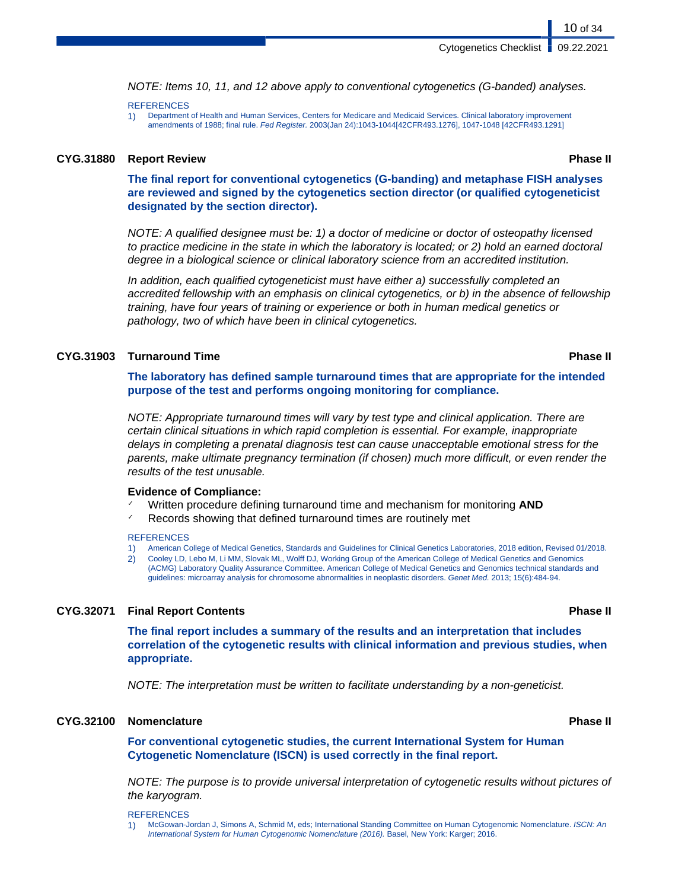*NOTE: Items 10, 11, and 12 above apply to conventional cytogenetics (G-banded) analyses.*

REFERENCES

1) Department of Health and Human Services, Centers for Medicare and Medicaid Services. Clinical laboratory improvement amendments of 1988; final rule. *Fed Register.* 2003(Jan 24):1043-1044[42CFR493.1276], 1047-1048 [42CFR493.1291]

### CYG.31880 Report Review — Phase II

**The final report for conventional cytogenetics (G-banding) and metaphase FISH analyses are reviewed and signed by the cytogenetics section director (or qualified cytogeneticist designated by the section director).**

*NOTE: A qualified designee must be: 1) a doctor of medicine or doctor of osteopathy licensed to practice medicine in the state in which the laboratory is located; or 2) hold an earned doctoral degree in a biological science or clinical laboratory science from an accredited institution.*

*In addition, each qualified cytogeneticist must have either a) successfully completed an accredited fellowship with an emphasis on clinical cytogenetics, or b) in the absence of fellowship training, have four years of training or experience or both in human medical genetics or pathology, two of which have been in clinical cytogenetics.*

### CYG.31903 Turnaround Time — Phase II

**The laboratory has defined sample turnaround times that are appropriate for the intended purpose of the test and performs ongoing monitoring for compliance.**

*NOTE: Appropriate turnaround times will vary by test type and clinical application. There are certain clinical situations in which rapid completion is essential. For example, inappropriate delays in completing a prenatal diagnosis test can cause unacceptable emotional stress for the parents, make ultimate pregnancy termination (if chosen) much more difficult, or even render the results of the test unusable.*

**Evidence of Compliance:**

- ✓ Written procedure defining turnaround time and mechanism for monitoring **AND**
- ✓ Records showing that defined turnaround times are routinely met

REFERENCES

1) American College of Medical Genetics, Standards and Guidelines for Clinical Genetics Laboratories, 2018 edition, Revised 01/2018.
2) Cooley LD, Lebo M, Li MM, Slovak ML, Wolff DJ, Working Group of the American College of Medical Genetics and Genomics (ACMG) Laboratory Quality Assurance Committee. American College of Medical Genetics and Genomics technical standards and guidelines: microarray analysis for chromosome abnormalities in neoplastic disorders. *Genet Med.* 2013; 15(6):484-94.

### CYG.32071 Final Report Contents — Phase II

**The final report includes a summary of the results and an interpretation that includes correlation of the cytogenetic results with clinical information and previous studies, when appropriate.**

*NOTE: The interpretation must be written to facilitate understanding by a non-geneticist.*

### CYG.32100 Nomenclature — Phase II

**For conventional cytogenetic studies, the current International System for Human Cytogenetic Nomenclature (ISCN) is used correctly in the final report.**

*NOTE: The purpose is to provide universal interpretation of cytogenetic results without pictures of the karyogram.*

REFERENCES

1) McGowan-Jordan J, Simons A, Schmid M, eds; International Standing Committee on Human Cytogenomic Nomenclature. *ISCN: An International System for Human Cytogenomic Nomenclature (2016).* Basel, New York: Karger; 2016.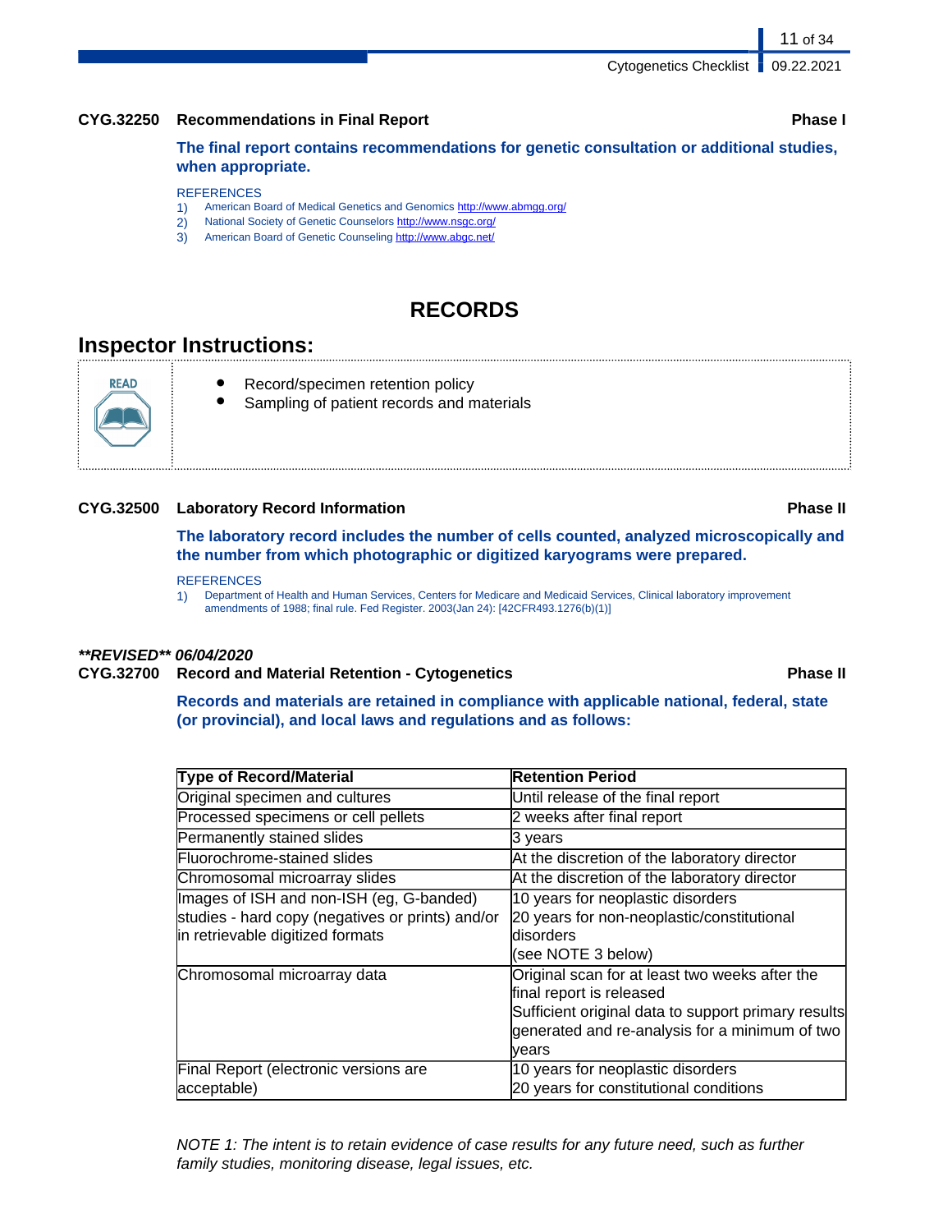**CYG.32250 Recommendations in Final Report** **Phase I**

**The final report contains recommendations for genetic consultation or additional studies, when appropriate.**

REFERENCES

1) American Board of Medical Genetics and Genomics http://www.abmgg.org/
2) National Society of Genetic Counselors http://www.nsgc.org/
3) American Board of Genetic Counseling http://www.abgc.net/

# RECORDS

## Inspector Instructions:

READ

- Record/specimen retention policy
- Sampling of patient records and materials

**CYG.32500 Laboratory Record Information** **Phase II**

**The laboratory record includes the number of cells counted, analyzed microscopically and the number from which photographic or digitized karyograms were prepared.**

REFERENCES

1) Department of Health and Human Services, Centers for Medicare and Medicaid Services, Clinical laboratory improvement amendments of 1988; final rule. Fed Register. 2003(Jan 24): [42CFR493.1276(b)(1)]

***\*\*REVISED\*\* 06/04/2020***

**CYG.32700 Record and Material Retention - Cytogenetics** **Phase II**

**Records and materials are retained in compliance with applicable national, federal, state (or provincial), and local laws and regulations and as follows:**

| Type of Record/Material | Retention Period |
|---|---|
| Original specimen and cultures | Until release of the final report |
| Processed specimens or cell pellets | 2 weeks after final report |
| Permanently stained slides | 3 years |
| Fluorochrome-stained slides | At the discretion of the laboratory director |
| Chromosomal microarray slides | At the discretion of the laboratory director |
| Images of ISH and non-ISH (eg, G-banded) studies - hard copy (negatives or prints) and/or in retrievable digitized formats | 10 years for neoplastic disorders<br>20 years for non-neoplastic/constitutional disorders<br>(see NOTE 3 below) |
| Chromosomal microarray data | Original scan for at least two weeks after the final report is released<br>Sufficient original data to support primary results generated and re-analysis for a minimum of two years |
| Final Report (electronic versions are acceptable) | 10 years for neoplastic disorders<br>20 years for constitutional conditions |

*NOTE 1: The intent is to retain evidence of case results for any future need, such as further family studies, monitoring disease, legal issues, etc.*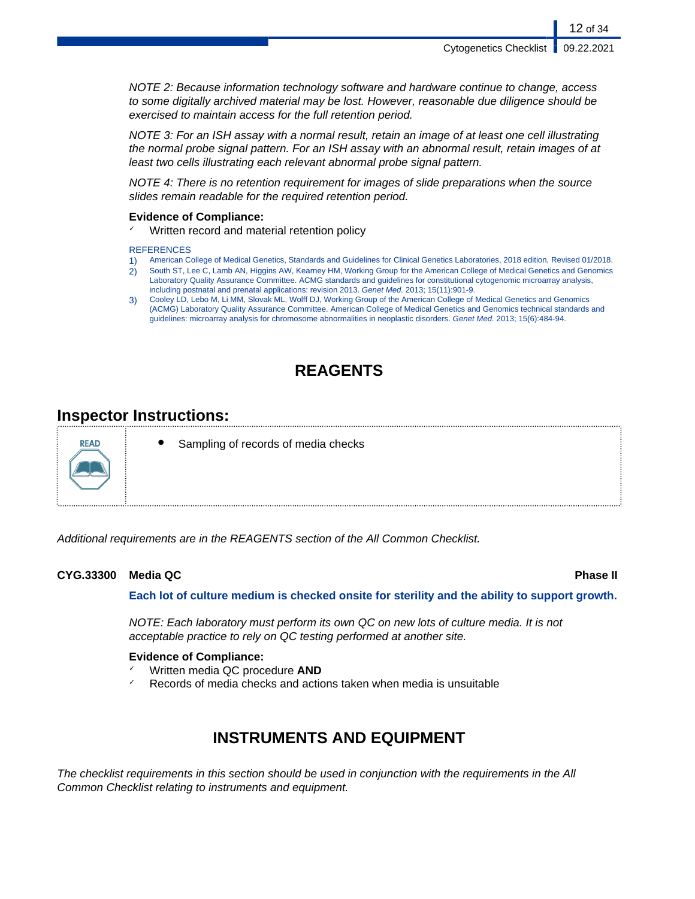*NOTE 2: Because information technology software and hardware continue to change, access to some digitally archived material may be lost. However, reasonable due diligence should be exercised to maintain access for the full retention period.*

*NOTE 3: For an ISH assay with a normal result, retain an image of at least one cell illustrating the normal probe signal pattern. For an ISH assay with an abnormal result, retain images of at least two cells illustrating each relevant abnormal probe signal pattern.*

*NOTE 4: There is no retention requirement for images of slide preparations when the source slides remain readable for the required retention period.*

**Evidence of Compliance:**

- Written record and material retention policy

REFERENCES

1) American College of Medical Genetics, Standards and Guidelines for Clinical Genetics Laboratories, 2018 edition, Revised 01/2018.
2) South ST, Lee C, Lamb AN, Higgins AW, Kearney HM, Working Group for the American College of Medical Genetics and Genomics Laboratory Quality Assurance Committee. ACMG standards and guidelines for constitutional cytogenomic microarray analysis, including postnatal and prenatal applications: revision 2013. *Genet Med.* 2013; 15(11):901-9.
3) Cooley LD, Lebo M, Li MM, Slovak ML, Wolff DJ, Working Group of the American College of Medical Genetics and Genomics (ACMG) Laboratory Quality Assurance Committee. American College of Medical Genetics and Genomics technical standards and guidelines: microarray analysis for chromosome abnormalities in neoplastic disorders. *Genet Med.* 2013; 15(6):484-94.

# REAGENTS

## Inspector Instructions:

| READ | • Sampling of records of media checks |
|---|---|

*Additional requirements are in the REAGENTS section of the All Common Checklist.*

**CYG.33300 Media QC** **Phase II**

**Each lot of culture medium is checked onsite for sterility and the ability to support growth.**

*NOTE: Each laboratory must perform its own QC on new lots of culture media. It is not acceptable practice to rely on QC testing performed at another site.*

**Evidence of Compliance:**

- Written media QC procedure **AND**
- Records of media checks and actions taken when media is unsuitable

# INSTRUMENTS AND EQUIPMENT

*The checklist requirements in this section should be used in conjunction with the requirements in the All Common Checklist relating to instruments and equipment.*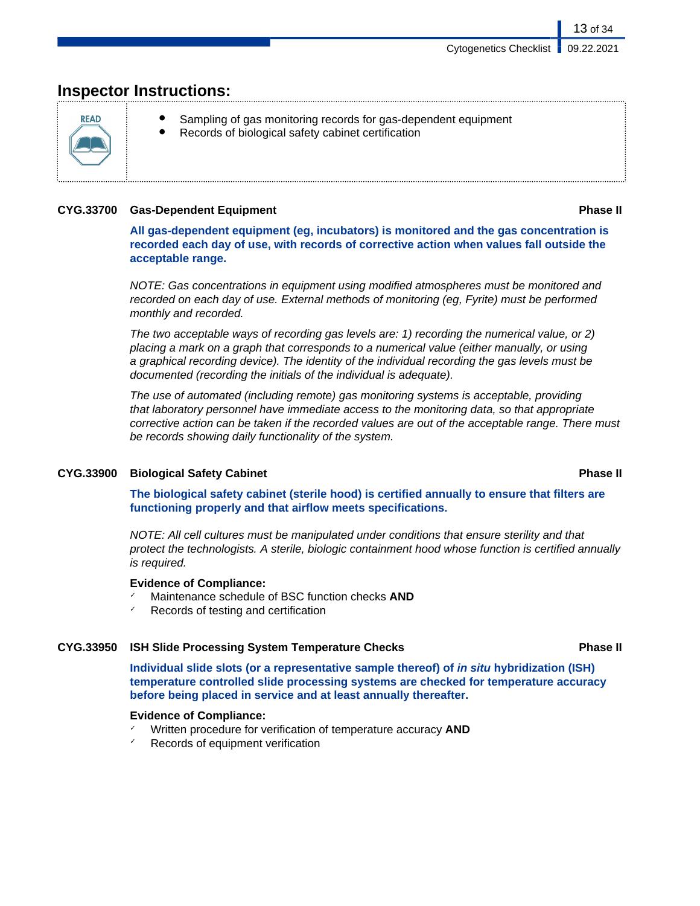## Inspector Instructions:

READ

- Sampling of gas monitoring records for gas-dependent equipment
- Records of biological safety cabinet certification

### CYG.33700 Gas-Dependent Equipment — Phase II

**All gas-dependent equipment (eg, incubators) is monitored and the gas concentration is recorded each day of use, with records of corrective action when values fall outside the acceptable range.**

*NOTE: Gas concentrations in equipment using modified atmospheres must be monitored and recorded on each day of use. External methods of monitoring (eg, Fyrite) must be performed monthly and recorded.*

*The two acceptable ways of recording gas levels are: 1) recording the numerical value, or 2) placing a mark on a graph that corresponds to a numerical value (either manually, or using a graphical recording device). The identity of the individual recording the gas levels must be documented (recording the initials of the individual is adequate).*

*The use of automated (including remote) gas monitoring systems is acceptable, providing that laboratory personnel have immediate access to the monitoring data, so that appropriate corrective action can be taken if the recorded values are out of the acceptable range. There must be records showing daily functionality of the system.*

### CYG.33900 Biological Safety Cabinet — Phase II

**The biological safety cabinet (sterile hood) is certified annually to ensure that filters are functioning properly and that airflow meets specifications.**

*NOTE: All cell cultures must be manipulated under conditions that ensure sterility and that protect the technologists. A sterile, biologic containment hood whose function is certified annually is required.*

**Evidence of Compliance:**

- ✓ Maintenance schedule of BSC function checks **AND**
- ✓ Records of testing and certification

### CYG.33950 ISH Slide Processing System Temperature Checks — Phase II

**Individual slide slots (or a representative sample thereof) of *in situ* hybridization (ISH) temperature controlled slide processing systems are checked for temperature accuracy before being placed in service and at least annually thereafter.**

**Evidence of Compliance:**

- ✓ Written procedure for verification of temperature accuracy **AND**
- ✓ Records of equipment verification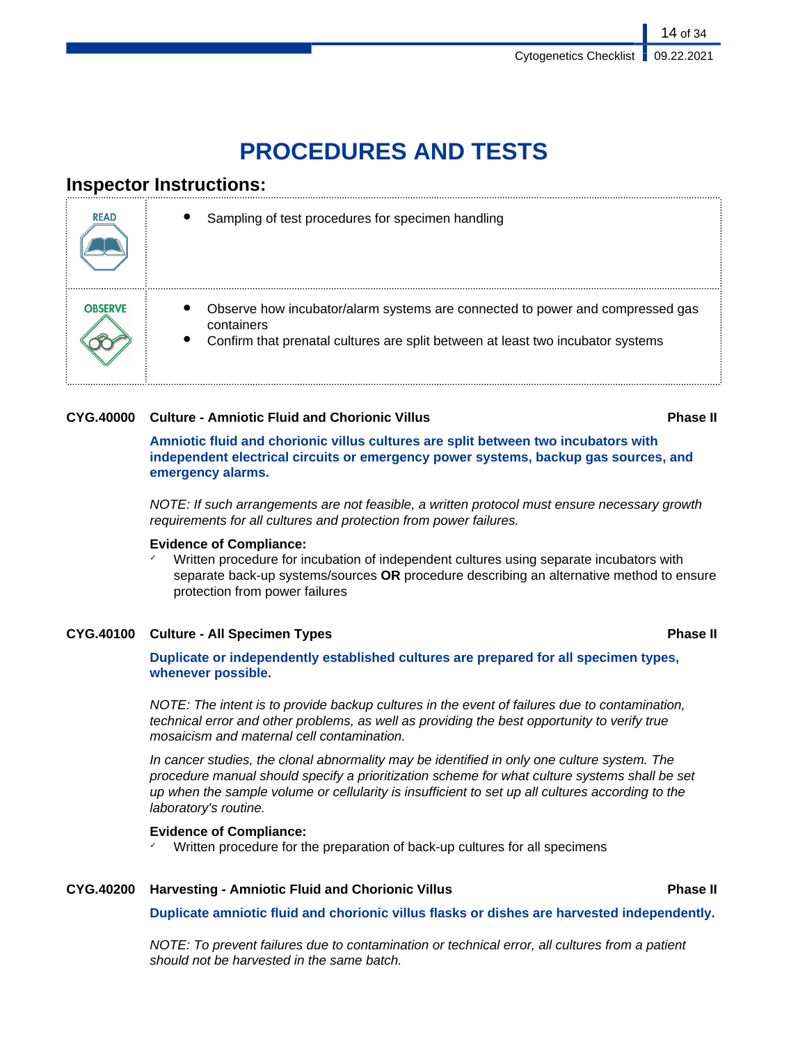# PROCEDURES AND TESTS

## Inspector Instructions:

| | |
|---|---|
| READ | • Sampling of test procedures for specimen handling |
| OBSERVE | • Observe how incubator/alarm systems are connected to power and compressed gas containers<br>• Confirm that prenatal cultures are split between at least two incubator systems |

**CYG.40000 Culture - Amniotic Fluid and Chorionic Villus** **Phase II**

**Amniotic fluid and chorionic villus cultures are split between two incubators with independent electrical circuits or emergency power systems, backup gas sources, and emergency alarms.**

*NOTE: If such arrangements are not feasible, a written protocol must ensure necessary growth requirements for all cultures and protection from power failures.*

**Evidence of Compliance:**

- ✓ Written procedure for incubation of independent cultures using separate incubators with separate back-up systems/sources **OR** procedure describing an alternative method to ensure protection from power failures

**CYG.40100 Culture - All Specimen Types** **Phase II**

**Duplicate or independently established cultures are prepared for all specimen types, whenever possible.**

*NOTE: The intent is to provide backup cultures in the event of failures due to contamination, technical error and other problems, as well as providing the best opportunity to verify true mosaicism and maternal cell contamination.*

*In cancer studies, the clonal abnormality may be identified in only one culture system. The procedure manual should specify a prioritization scheme for what culture systems shall be set up when the sample volume or cellularity is insufficient to set up all cultures according to the laboratory's routine.*

**Evidence of Compliance:**

- ✓ Written procedure for the preparation of back-up cultures for all specimens

**CYG.40200 Harvesting - Amniotic Fluid and Chorionic Villus** **Phase II**

**Duplicate amniotic fluid and chorionic villus flasks or dishes are harvested independently.**

*NOTE: To prevent failures due to contamination or technical error, all cultures from a patient should not be harvested in the same batch.*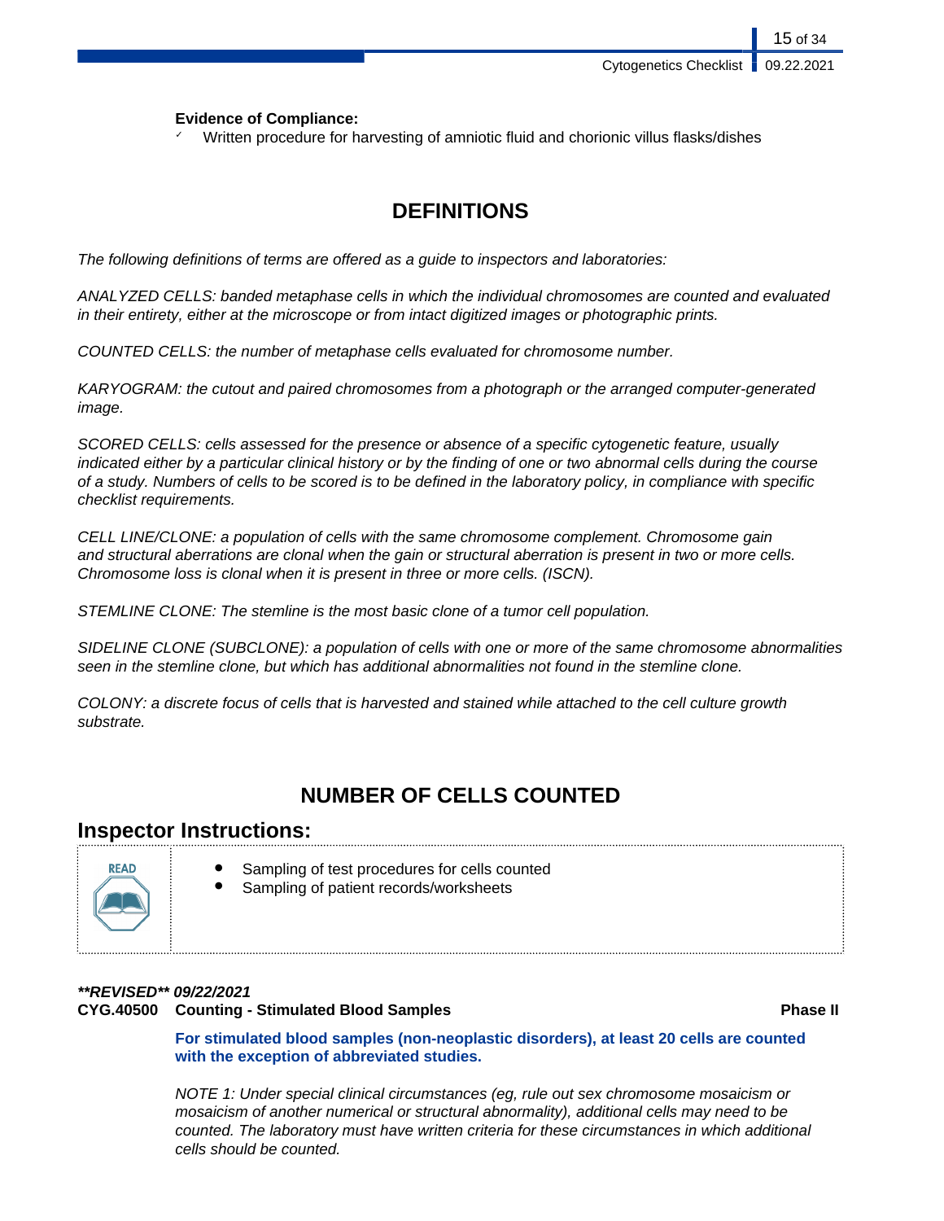**Evidence of Compliance:**

- ✓ Written procedure for harvesting of amniotic fluid and chorionic villus flasks/dishes

## DEFINITIONS

*The following definitions of terms are offered as a guide to inspectors and laboratories:*

*ANALYZED CELLS: banded metaphase cells in which the individual chromosomes are counted and evaluated in their entirety, either at the microscope or from intact digitized images or photographic prints.*

*COUNTED CELLS: the number of metaphase cells evaluated for chromosome number.*

*KARYOGRAM: the cutout and paired chromosomes from a photograph or the arranged computer-generated image.*

*SCORED CELLS: cells assessed for the presence or absence of a specific cytogenetic feature, usually indicated either by a particular clinical history or by the finding of one or two abnormal cells during the course of a study. Numbers of cells to be scored is to be defined in the laboratory policy, in compliance with specific checklist requirements.*

*CELL LINE/CLONE: a population of cells with the same chromosome complement. Chromosome gain and structural aberrations are clonal when the gain or structural aberration is present in two or more cells. Chromosome loss is clonal when it is present in three or more cells. (ISCN).*

*STEMLINE CLONE: The stemline is the most basic clone of a tumor cell population.*

*SIDELINE CLONE (SUBCLONE): a population of cells with one or more of the same chromosome abnormalities seen in the stemline clone, but which has additional abnormalities not found in the stemline clone.*

*COLONY: a discrete focus of cells that is harvested and stained while attached to the cell culture growth substrate.*

## NUMBER OF CELLS COUNTED

### Inspector Instructions:

READ

- Sampling of test procedures for cells counted
- Sampling of patient records/worksheets

***REVISED** 09/22/2021*

**CYG.40500 Counting - Stimulated Blood Samples** **Phase II**

**For stimulated blood samples (non-neoplastic disorders), at least 20 cells are counted with the exception of abbreviated studies.**

*NOTE 1: Under special clinical circumstances (eg, rule out sex chromosome mosaicism or mosaicism of another numerical or structural abnormality), additional cells may need to be counted. The laboratory must have written criteria for these circumstances in which additional cells should be counted.*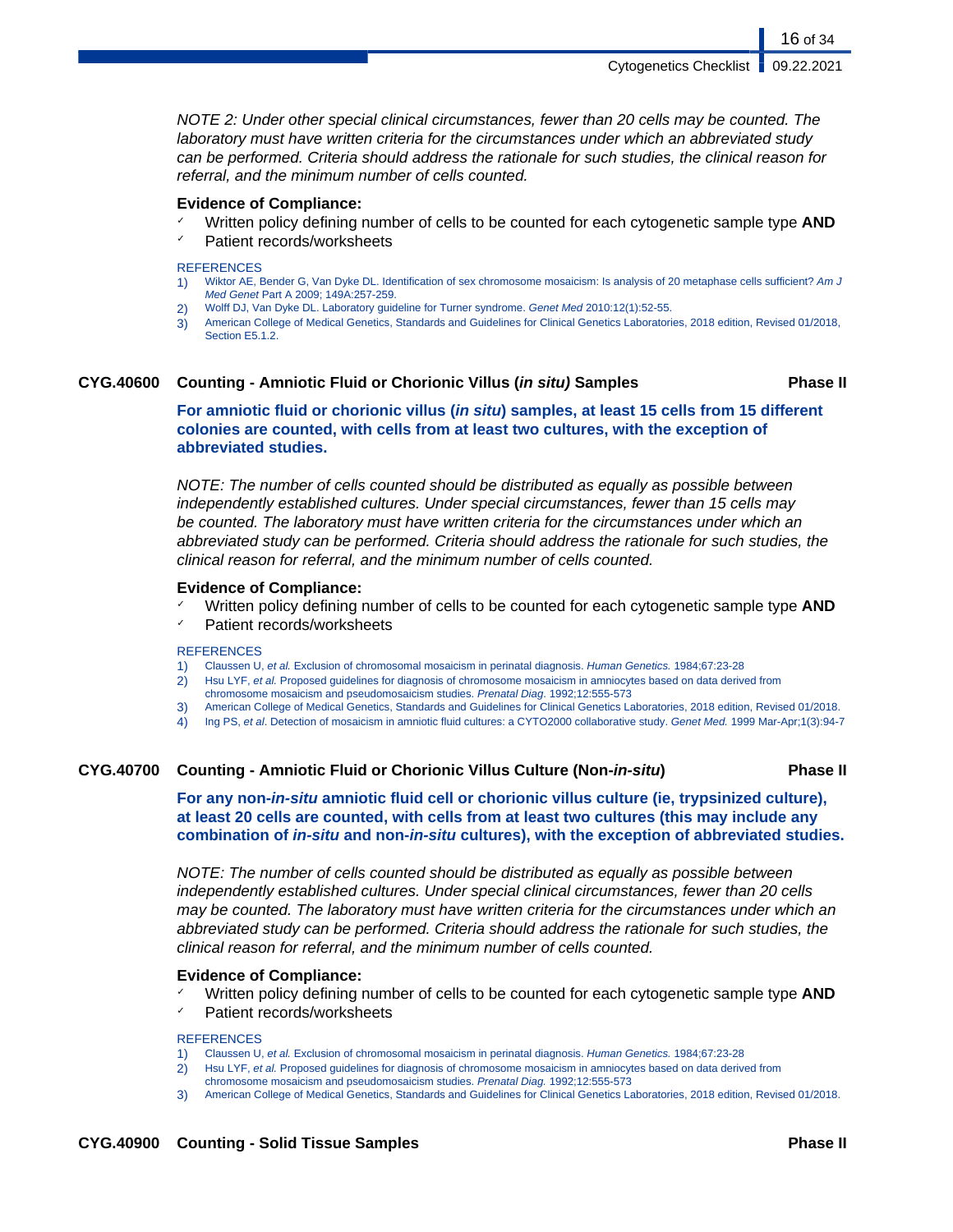*NOTE 2: Under other special clinical circumstances, fewer than 20 cells may be counted. The laboratory must have written criteria for the circumstances under which an abbreviated study can be performed. Criteria should address the rationale for such studies, the clinical reason for referral, and the minimum number of cells counted.*

**Evidence of Compliance:**

- ✓ Written policy defining number of cells to be counted for each cytogenetic sample type **AND**
- ✓ Patient records/worksheets

REFERENCES

1) Wiktor AE, Bender G, Van Dyke DL. Identification of sex chromosome mosaicism: Is analysis of 20 metaphase cells sufficient? *Am J Med Genet* Part A 2009; 149A:257-259.
2) Wolff DJ, Van Dyke DL. Laboratory guideline for Turner syndrome. *Genet Med* 2010:12(1):52-55.
3) American College of Medical Genetics, Standards and Guidelines for Clinical Genetics Laboratories, 2018 edition, Revised 01/2018, Section E5.1.2.

## CYG.40600 Counting - Amniotic Fluid or Chorionic Villus (*in situ)* Samples — Phase II

**For amniotic fluid or chorionic villus (*in situ*) samples, at least 15 cells from 15 different colonies are counted, with cells from at least two cultures, with the exception of abbreviated studies.**

*NOTE: The number of cells counted should be distributed as equally as possible between independently established cultures. Under special circumstances, fewer than 15 cells may be counted. The laboratory must have written criteria for the circumstances under which an abbreviated study can be performed. Criteria should address the rationale for such studies, the clinical reason for referral, and the minimum number of cells counted.*

**Evidence of Compliance:**

- ✓ Written policy defining number of cells to be counted for each cytogenetic sample type **AND**
- ✓ Patient records/worksheets

REFERENCES

1) Claussen U, *et al.* Exclusion of chromosomal mosaicism in perinatal diagnosis. *Human Genetics.* 1984;67:23-28
2) Hsu LYF, *et al.* Proposed guidelines for diagnosis of chromosome mosaicism in amniocytes based on data derived from chromosome mosaicism and pseudomosaicism studies. *Prenatal Diag*. 1992;12:555-573
3) American College of Medical Genetics, Standards and Guidelines for Clinical Genetics Laboratories, 2018 edition, Revised 01/2018.
4) Ing PS, *et al*. Detection of mosaicism in amniotic fluid cultures: a CYTO2000 collaborative study. *Genet Med.* 1999 Mar-Apr;1(3):94-7

## CYG.40700 Counting - Amniotic Fluid or Chorionic Villus Culture (Non-*in-situ*) — Phase II

**For any non-*in-situ* amniotic fluid cell or chorionic villus culture (ie, trypsinized culture), at least 20 cells are counted, with cells from at least two cultures (this may include any combination of *in-situ* and non-*in-situ* cultures), with the exception of abbreviated studies.**

*NOTE: The number of cells counted should be distributed as equally as possible between independently established cultures. Under special clinical circumstances, fewer than 20 cells may be counted. The laboratory must have written criteria for the circumstances under which an abbreviated study can be performed. Criteria should address the rationale for such studies, the clinical reason for referral, and the minimum number of cells counted.*

**Evidence of Compliance:**

- ✓ Written policy defining number of cells to be counted for each cytogenetic sample type **AND**
- ✓ Patient records/worksheets

REFERENCES

1) Claussen U, *et al.* Exclusion of chromosomal mosaicism in perinatal diagnosis. *Human Genetics.* 1984;67:23-28
2) Hsu LYF, *et al.* Proposed guidelines for diagnosis of chromosome mosaicism in amniocytes based on data derived from chromosome mosaicism and pseudomosaicism studies. *Prenatal Diag.* 1992;12:555-573
3) American College of Medical Genetics, Standards and Guidelines for Clinical Genetics Laboratories, 2018 edition, Revised 01/2018.

## CYG.40900 Counting - Solid Tissue Samples — Phase II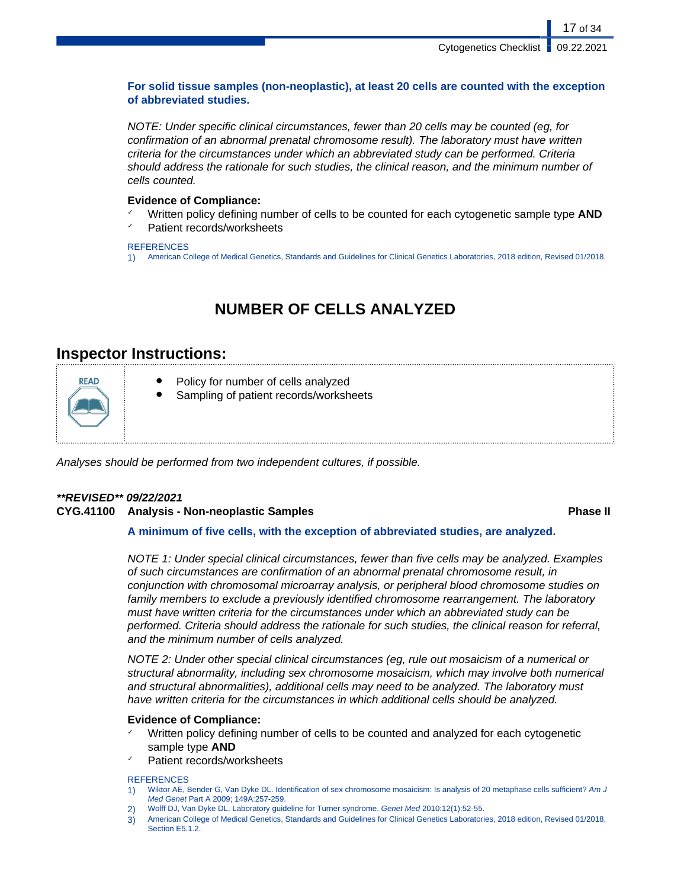**For solid tissue samples (non-neoplastic), at least 20 cells are counted with the exception of abbreviated studies.**

*NOTE: Under specific clinical circumstances, fewer than 20 cells may be counted (eg, for confirmation of an abnormal prenatal chromosome result). The laboratory must have written criteria for the circumstances under which an abbreviated study can be performed. Criteria should address the rationale for such studies, the clinical reason, and the minimum number of cells counted.*

**Evidence of Compliance:**

- Written policy defining number of cells to be counted for each cytogenetic sample type **AND**
- Patient records/worksheets

REFERENCES

1) American College of Medical Genetics, Standards and Guidelines for Clinical Genetics Laboratories, 2018 edition, Revised 01/2018.

# NUMBER OF CELLS ANALYZED

## Inspector Instructions:

READ

- Policy for number of cells analyzed
- Sampling of patient records/worksheets

*Analyses should be performed from two independent cultures, if possible.*

***\*\*REVISED\*\* 09/22/2021***

**CYG.41100 Analysis - Non-neoplastic Samples — Phase II**

**A minimum of five cells, with the exception of abbreviated studies, are analyzed.**

*NOTE 1: Under special clinical circumstances, fewer than five cells may be analyzed. Examples of such circumstances are confirmation of an abnormal prenatal chromosome result, in conjunction with chromosomal microarray analysis, or peripheral blood chromosome studies on family members to exclude a previously identified chromosome rearrangement. The laboratory must have written criteria for the circumstances under which an abbreviated study can be performed. Criteria should address the rationale for such studies, the clinical reason for referral, and the minimum number of cells analyzed.*

*NOTE 2: Under other special clinical circumstances (eg, rule out mosaicism of a numerical or structural abnormality, including sex chromosome mosaicism, which may involve both numerical and structural abnormalities), additional cells may need to be analyzed. The laboratory must have written criteria for the circumstances in which additional cells should be analyzed.*

**Evidence of Compliance:**

- Written policy defining number of cells to be counted and analyzed for each cytogenetic sample type **AND**
- Patient records/worksheets

REFERENCES

1) Wiktor AE, Bender G, Van Dyke DL. Identification of sex chromosome mosaicism: Is analysis of 20 metaphase cells sufficient? *Am J Med Genet* Part A 2009; 149A:257-259.
2) Wolff DJ, Van Dyke DL. Laboratory guideline for Turner syndrome. *Genet Med* 2010:12(1):52-55.
3) American College of Medical Genetics, Standards and Guidelines for Clinical Genetics Laboratories, 2018 edition, Revised 01/2018, Section E5.1.2.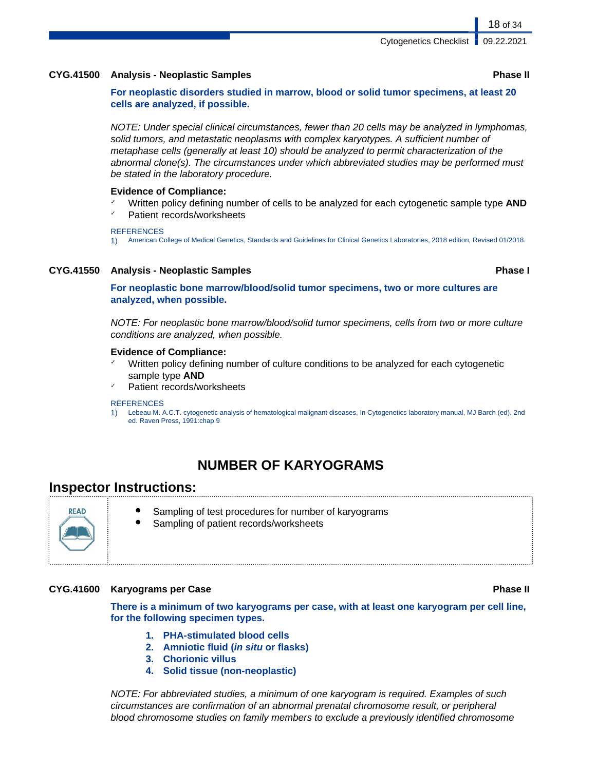### CYG.41500 Analysis - Neoplastic Samples — Phase II

**For neoplastic disorders studied in marrow, blood or solid tumor specimens, at least 20 cells are analyzed, if possible.**

*NOTE: Under special clinical circumstances, fewer than 20 cells may be analyzed in lymphomas, solid tumors, and metastatic neoplasms with complex karyotypes. A sufficient number of metaphase cells (generally at least 10) should be analyzed to permit characterization of the abnormal clone(s). The circumstances under which abbreviated studies may be performed must be stated in the laboratory procedure.*

**Evidence of Compliance:**

- ✓ Written policy defining number of cells to be analyzed for each cytogenetic sample type **AND**
- ✓ Patient records/worksheets

REFERENCES

1) American College of Medical Genetics, Standards and Guidelines for Clinical Genetics Laboratories, 2018 edition, Revised 01/2018.

### CYG.41550 Analysis - Neoplastic Samples — Phase I

**For neoplastic bone marrow/blood/solid tumor specimens, two or more cultures are analyzed, when possible.**

*NOTE: For neoplastic bone marrow/blood/solid tumor specimens, cells from two or more culture conditions are analyzed, when possible.*

**Evidence of Compliance:**

- ✓ Written policy defining number of culture conditions to be analyzed for each cytogenetic sample type **AND**
- ✓ Patient records/worksheets

REFERENCES

1) Lebeau M. A.C.T. cytogenetic analysis of hematological malignant diseases, In Cytogenetics laboratory manual, MJ Barch (ed), 2nd ed. Raven Press, 1991:chap 9

## NUMBER OF KARYOGRAMS

## Inspector Instructions:

READ

- Sampling of test procedures for number of karyograms
- Sampling of patient records/worksheets

### CYG.41600 Karyograms per Case — Phase II

**There is a minimum of two karyograms per case, with at least one karyogram per cell line, for the following specimen types.**

1. **PHA-stimulated blood cells**
2. **Amniotic fluid (*in situ* or flasks)**
3. **Chorionic villus**
4. **Solid tissue (non-neoplastic)**

*NOTE: For abbreviated studies, a minimum of one karyogram is required. Examples of such circumstances are confirmation of an abnormal prenatal chromosome result, or peripheral blood chromosome studies on family members to exclude a previously identified chromosome*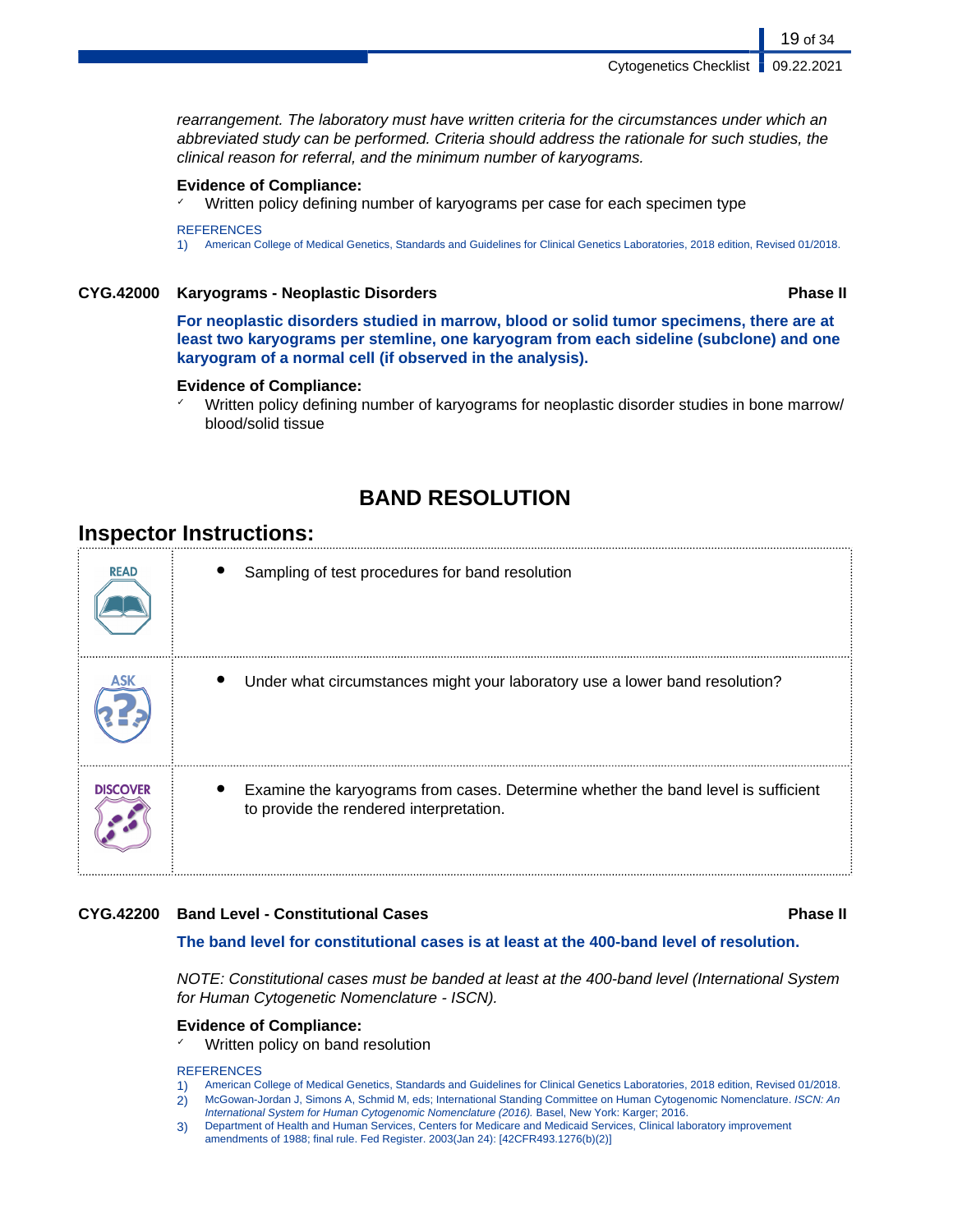*rearrangement. The laboratory must have written criteria for the circumstances under which an abbreviated study can be performed. Criteria should address the rationale for such studies, the clinical reason for referral, and the minimum number of karyograms.*

**Evidence of Compliance:**

- ✓ Written policy defining number of karyograms per case for each specimen type

REFERENCES

1) American College of Medical Genetics, Standards and Guidelines for Clinical Genetics Laboratories, 2018 edition, Revised 01/2018.

### CYG.42000 Karyograms - Neoplastic Disorders — Phase II

**For neoplastic disorders studied in marrow, blood or solid tumor specimens, there are at least two karyograms per stemline, one karyogram from each sideline (subclone) and one karyogram of a normal cell (if observed in the analysis).**

**Evidence of Compliance:**

- ✓ Written policy defining number of karyograms for neoplastic disorder studies in bone marrow/ blood/solid tissue

## BAND RESOLUTION

### Inspector Instructions:

| | |
|---|---|
| READ | • Sampling of test procedures for band resolution |
| ASK | • Under what circumstances might your laboratory use a lower band resolution? |
| DISCOVER | • Examine the karyograms from cases. Determine whether the band level is sufficient to provide the rendered interpretation. |

### CYG.42200 Band Level - Constitutional Cases — Phase II

**The band level for constitutional cases is at least at the 400-band level of resolution.**

*NOTE: Constitutional cases must be banded at least at the 400-band level (International System for Human Cytogenetic Nomenclature - ISCN).*

**Evidence of Compliance:**

- ✓ Written policy on band resolution

REFERENCES

1) American College of Medical Genetics, Standards and Guidelines for Clinical Genetics Laboratories, 2018 edition, Revised 01/2018.
2) McGowan-Jordan J, Simons A, Schmid M, eds; International Standing Committee on Human Cytogenomic Nomenclature. *ISCN: An International System for Human Cytogenomic Nomenclature (2016).* Basel, New York: Karger; 2016.
3) Department of Health and Human Services, Centers for Medicare and Medicaid Services, Clinical laboratory improvement amendments of 1988; final rule. Fed Register. 2003(Jan 24): [42CFR493.1276(b)(2)]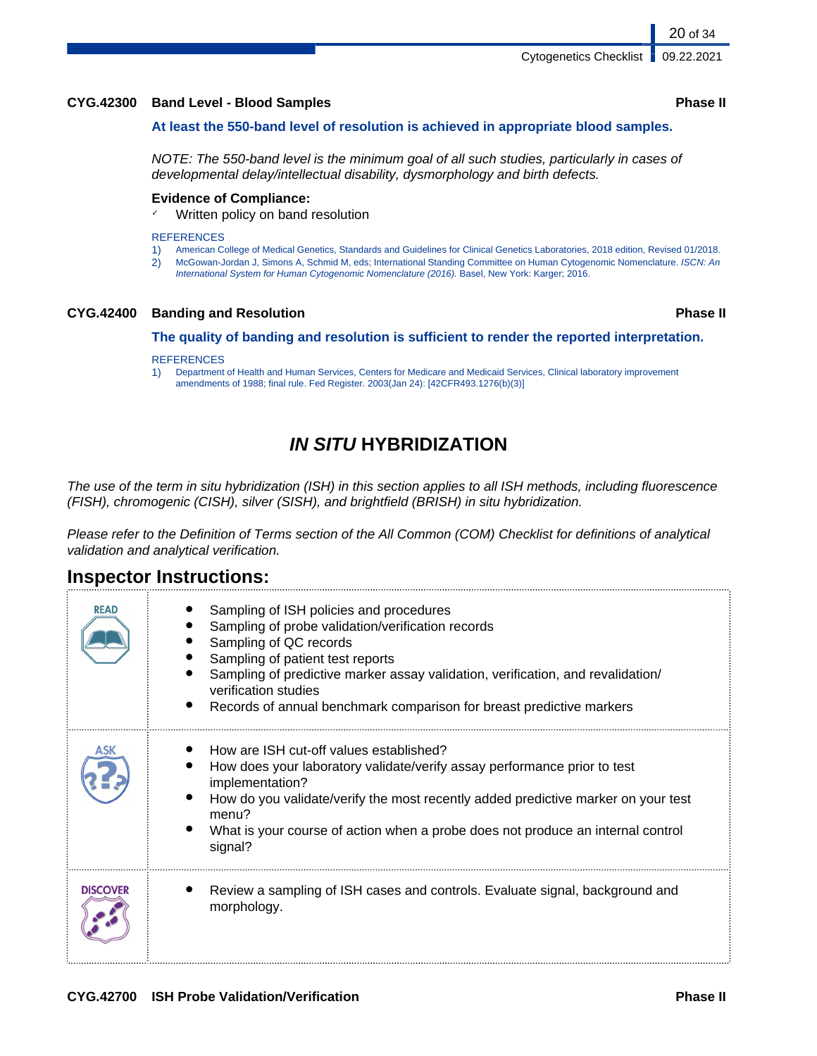**CYG.42300 Band Level - Blood Samples** **Phase II**

**At least the 550-band level of resolution is achieved in appropriate blood samples.**

*NOTE: The 550-band level is the minimum goal of all such studies, particularly in cases of developmental delay/intellectual disability, dysmorphology and birth defects.*

**Evidence of Compliance:**

- Written policy on band resolution

REFERENCES

1) American College of Medical Genetics, Standards and Guidelines for Clinical Genetics Laboratories, 2018 edition, Revised 01/2018.
2) McGowan-Jordan J, Simons A, Schmid M, eds; International Standing Committee on Human Cytogenomic Nomenclature. *ISCN: An International System for Human Cytogenomic Nomenclature (2016).* Basel, New York: Karger; 2016.

**CYG.42400 Banding and Resolution** **Phase II**

**The quality of banding and resolution is sufficient to render the reported interpretation.**

REFERENCES

1) Department of Health and Human Services, Centers for Medicare and Medicaid Services, Clinical laboratory improvement amendments of 1988; final rule. Fed Register. 2003(Jan 24): [42CFR493.1276(b)(3)]

# *IN SITU* HYBRIDIZATION

*The use of the term in situ hybridization (ISH) in this section applies to all ISH methods, including fluorescence (FISH), chromogenic (CISH), silver (SISH), and brightfield (BRISH) in situ hybridization.*

*Please refer to the Definition of Terms section of the All Common (COM) Checklist for definitions of analytical validation and analytical verification.*

## Inspector Instructions:

| | |
|---|---|
| READ | • Sampling of ISH policies and procedures<br>• Sampling of probe validation/verification records<br>• Sampling of QC records<br>• Sampling of patient test reports<br>• Sampling of predictive marker assay validation, verification, and revalidation/verification studies<br>• Records of annual benchmark comparison for breast predictive markers |
| ASK | • How are ISH cut-off values established?<br>• How does your laboratory validate/verify assay performance prior to test implementation?<br>• How do you validate/verify the most recently added predictive marker on your test menu?<br>• What is your course of action when a probe does not produce an internal control signal? |
| DISCOVER | • Review a sampling of ISH cases and controls. Evaluate signal, background and morphology. |

**CYG.42700 ISH Probe Validation/Verification** **Phase II**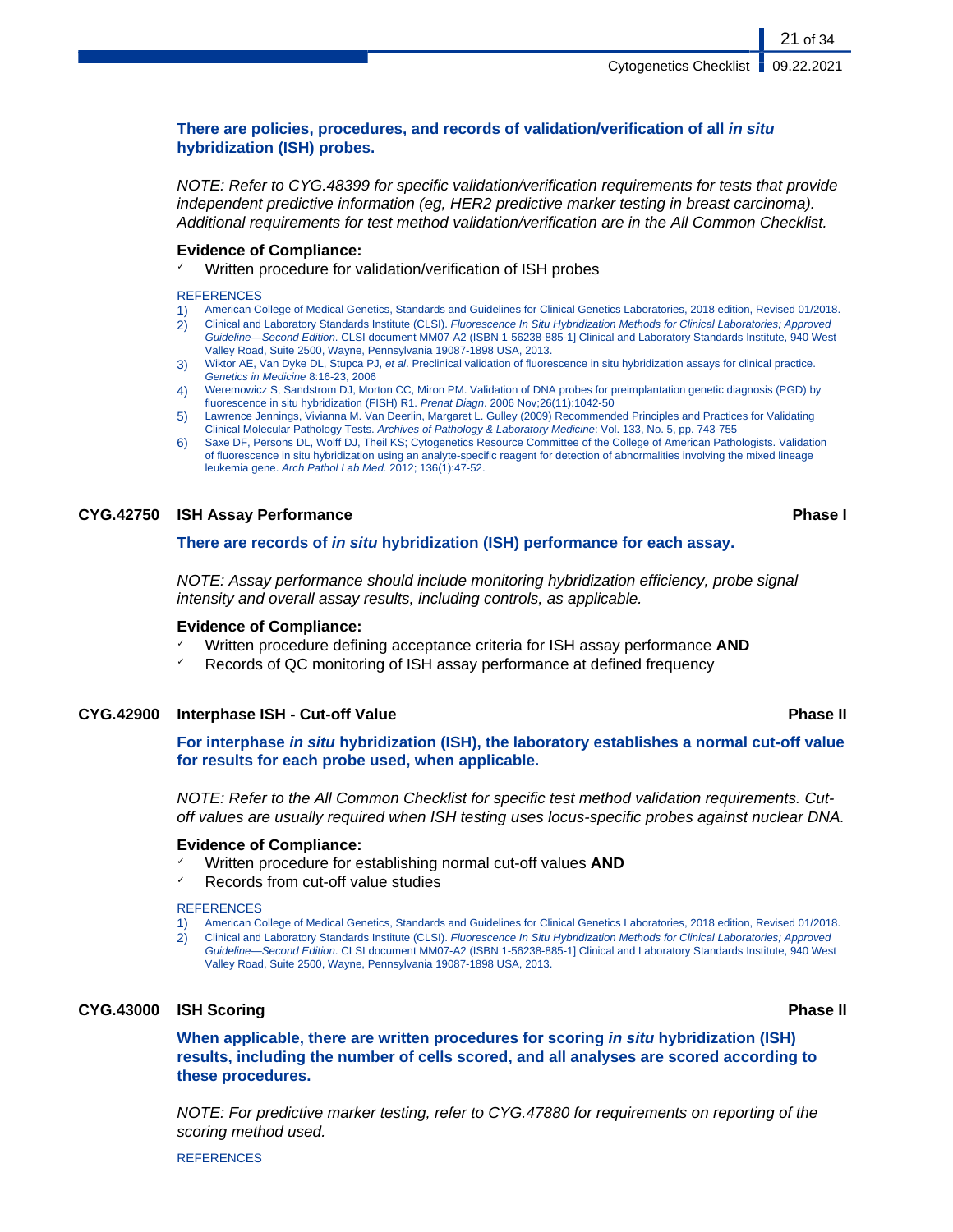**There are policies, procedures, and records of validation/verification of all *in situ* hybridization (ISH) probes.**

*NOTE: Refer to CYG.48399 for specific validation/verification requirements for tests that provide independent predictive information (eg, HER2 predictive marker testing in breast carcinoma). Additional requirements for test method validation/verification are in the All Common Checklist.*

**Evidence of Compliance:**

- ✓ Written procedure for validation/verification of ISH probes

REFERENCES

1) American College of Medical Genetics, Standards and Guidelines for Clinical Genetics Laboratories, 2018 edition, Revised 01/2018.
2) Clinical and Laboratory Standards Institute (CLSI). *Fluorescence In Situ Hybridization Methods for Clinical Laboratories; Approved Guideline—Second Edition*. CLSI document MM07-A2 (ISBN 1-56238-885-1] Clinical and Laboratory Standards Institute, 940 West Valley Road, Suite 2500, Wayne, Pennsylvania 19087-1898 USA, 2013.
3) Wiktor AE, Van Dyke DL, Stupca PJ, *et al*. Preclinical validation of fluorescence in situ hybridization assays for clinical practice. *Genetics in Medicine* 8:16-23, 2006
4) Weremowicz S, Sandstrom DJ, Morton CC, Miron PM. Validation of DNA probes for preimplantation genetic diagnosis (PGD) by fluorescence in situ hybridization (FISH) R1. *Prenat Diagn*. 2006 Nov;26(11):1042-50
5) Lawrence Jennings, Vivianna M. Van Deerlin, Margaret L. Gulley (2009) Recommended Principles and Practices for Validating Clinical Molecular Pathology Tests. *Archives of Pathology & Laboratory Medicine*: Vol. 133, No. 5, pp. 743-755
6) Saxe DF, Persons DL, Wolff DJ, Theil KS; Cytogenetics Resource Committee of the College of American Pathologists. Validation of fluorescence in situ hybridization using an analyte-specific reagent for detection of abnormalities involving the mixed lineage leukemia gene. *Arch Pathol Lab Med.* 2012; 136(1):47-52.

## CYG.42750 ISH Assay Performance — Phase I

**There are records of *in situ* hybridization (ISH) performance for each assay.**

*NOTE: Assay performance should include monitoring hybridization efficiency, probe signal intensity and overall assay results, including controls, as applicable.*

**Evidence of Compliance:**

- ✓ Written procedure defining acceptance criteria for ISH assay performance **AND**
- ✓ Records of QC monitoring of ISH assay performance at defined frequency

## CYG.42900 Interphase ISH - Cut-off Value — Phase II

**For interphase *in situ* hybridization (ISH), the laboratory establishes a normal cut-off value for results for each probe used, when applicable.**

*NOTE: Refer to the All Common Checklist for specific test method validation requirements. Cut-off values are usually required when ISH testing uses locus-specific probes against nuclear DNA.*

**Evidence of Compliance:**

- ✓ Written procedure for establishing normal cut-off values **AND**
- ✓ Records from cut-off value studies

REFERENCES

1) American College of Medical Genetics, Standards and Guidelines for Clinical Genetics Laboratories, 2018 edition, Revised 01/2018.
2) Clinical and Laboratory Standards Institute (CLSI). *Fluorescence In Situ Hybridization Methods for Clinical Laboratories; Approved Guideline—Second Edition*. CLSI document MM07-A2 (ISBN 1-56238-885-1] Clinical and Laboratory Standards Institute, 940 West Valley Road, Suite 2500, Wayne, Pennsylvania 19087-1898 USA, 2013.

## CYG.43000 ISH Scoring — Phase II

**When applicable, there are written procedures for scoring *in situ* hybridization (ISH) results, including the number of cells scored, and all analyses are scored according to these procedures.**

*NOTE: For predictive marker testing, refer to CYG.47880 for requirements on reporting of the scoring method used.*

REFERENCES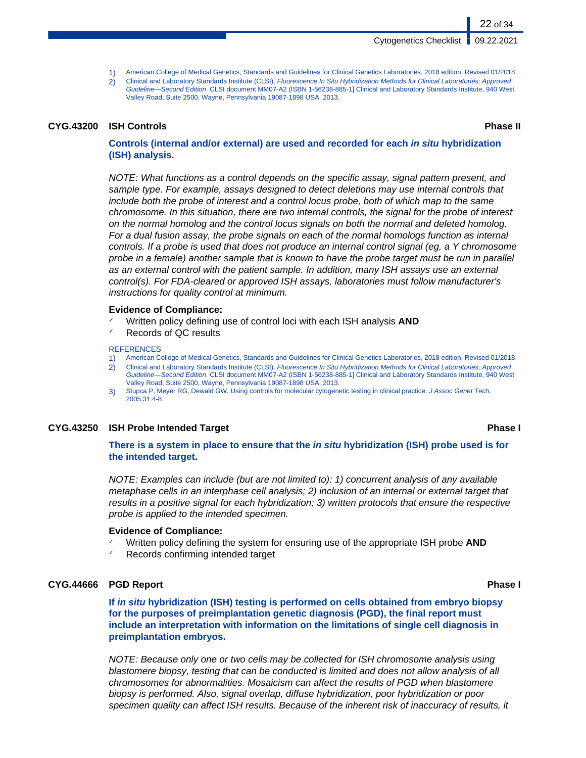1) American College of Medical Genetics, Standards and Guidelines for Clinical Genetics Laboratories, 2018 edition, Revised 01/2018.
2) Clinical and Laboratory Standards Institute (CLSI). *Fluorescence In Situ Hybridization Methods for Clinical Laboratories; Approved Guideline—Second Edition*. CLSI document MM07-A2 (ISBN 1-56238-885-1] Clinical and Laboratory Standards Institute, 940 West Valley Road, Suite 2500, Wayne, Pennsylvania 19087-1898 USA, 2013.

### CYG.43200 ISH Controls — Phase II

**Controls (internal and/or external) are used and recorded for each *in situ* hybridization (ISH) analysis.**

*NOTE: What functions as a control depends on the specific assay, signal pattern present, and sample type. For example, assays designed to detect deletions may use internal controls that include both the probe of interest and a control locus probe, both of which map to the same chromosome. In this situation, there are two internal controls, the signal for the probe of interest on the normal homolog and the control locus signals on both the normal and deleted homolog. For a dual fusion assay, the probe signals on each of the normal homologs function as internal controls. If a probe is used that does not produce an internal control signal (eg, a Y chromosome probe in a female) another sample that is known to have the probe target must be run in parallel as an external control with the patient sample. In addition, many ISH assays use an external control(s). For FDA-cleared or approved ISH assays, laboratories must follow manufacturer's instructions for quality control at minimum.*

**Evidence of Compliance:**
- ✓ Written policy defining use of control loci with each ISH analysis **AND**
- ✓ Records of QC results

REFERENCES
1) American College of Medical Genetics, Standards and Guidelines for Clinical Genetics Laboratories, 2018 edition, Revised 01/2018.
2) Clinical and Laboratory Standards Institute (CLSI). *Fluorescence In Situ Hybridization Methods for Clinical Laboratories; Approved Guideline—Second Edition*. CLSI document MM07-A2 (ISBN 1-56238-885-1] Clinical and Laboratory Standards Institute, 940 West Valley Road, Suite 2500, Wayne, Pennsylvania 19087-1898 USA, 2013.
3) Stupca P, Meyer RG, Dewald GW. Using controls for molecular cytogenetic testing in clinical practice. *J Assoc Genet Tech*. 2005;31:4-8.

### CYG.43250 ISH Probe Intended Target — Phase I

**There is a system in place to ensure that the *in situ* hybridization (ISH) probe used is for the intended target.**

*NOTE: Examples can include (but are not limited to): 1) concurrent analysis of any available metaphase cells in an interphase cell analysis; 2) inclusion of an internal or external target that results in a positive signal for each hybridization; 3) written protocols that ensure the respective probe is applied to the intended specimen.*

**Evidence of Compliance:**
- ✓ Written policy defining the system for ensuring use of the appropriate ISH probe **AND**
- ✓ Records confirming intended target

### CYG.44666 PGD Report — Phase I

**If *in situ* hybridization (ISH) testing is performed on cells obtained from embryo biopsy for the purposes of preimplantation genetic diagnosis (PGD), the final report must include an interpretation with information on the limitations of single cell diagnosis in preimplantation embryos.**

*NOTE: Because only one or two cells may be collected for ISH chromosome analysis using blastomere biopsy, testing that can be conducted is limited and does not allow analysis of all chromosomes for abnormalities. Mosaicism can affect the results of PGD when blastomere biopsy is performed. Also, signal overlap, diffuse hybridization, poor hybridization or poor specimen quality can affect ISH results. Because of the inherent risk of inaccuracy of results, it*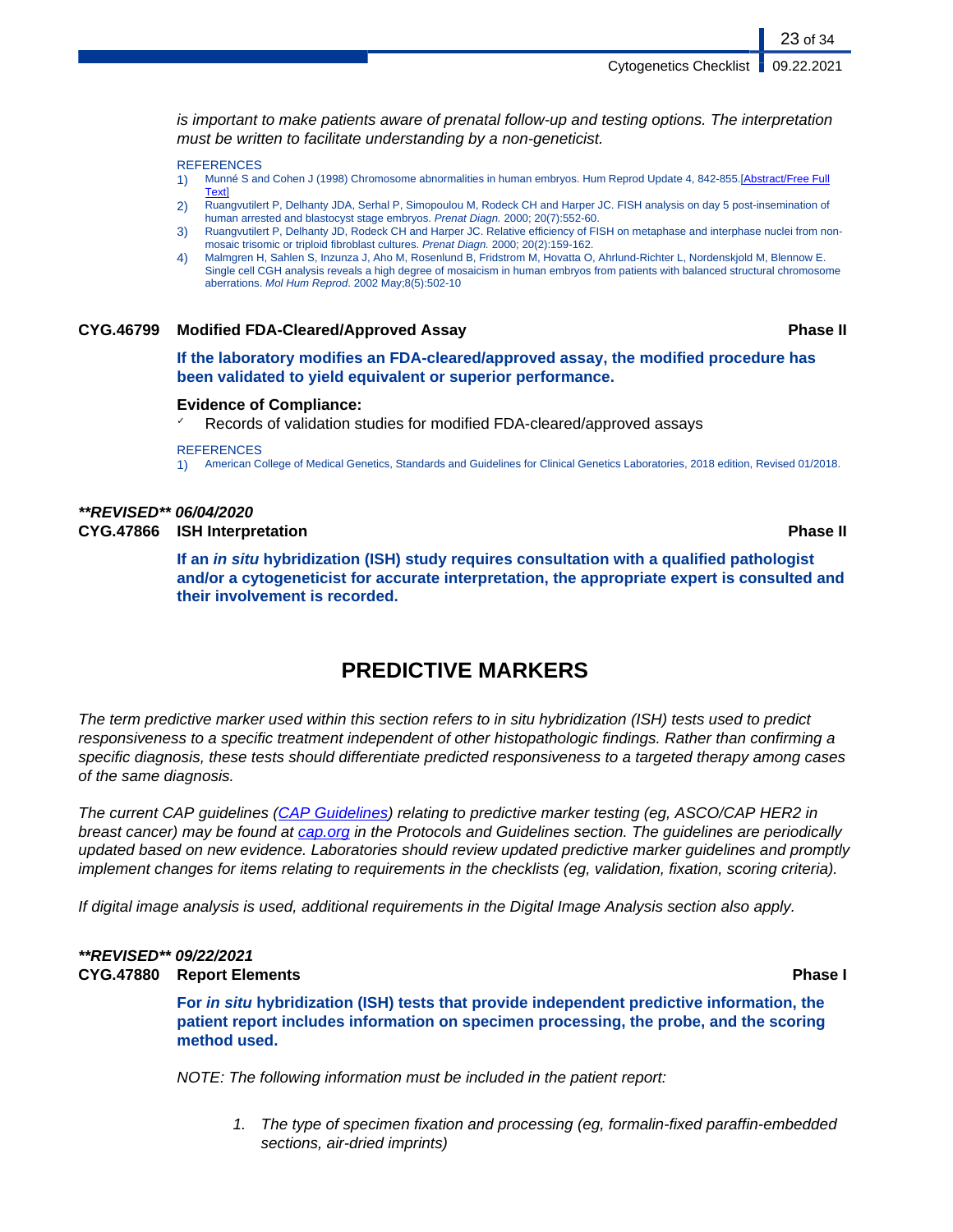*is important to make patients aware of prenatal follow-up and testing options. The interpretation must be written to facilitate understanding by a non-geneticist.*

REFERENCES

1) Munné S and Cohen J (1998) Chromosome abnormalities in human embryos. Hum Reprod Update 4, 842-855.[Abstract/Free Full Text]
2) Ruangvutilert P, Delhanty JDA, Serhal P, Simopoulou M, Rodeck CH and Harper JC. FISH analysis on day 5 post-insemination of human arrested and blastocyst stage embryos. *Prenat Diagn.* 2000; 20(7):552-60.
3) Ruangvutilert P, Delhanty JD, Rodeck CH and Harper JC. Relative efficiency of FISH on metaphase and interphase nuclei from non-mosaic trisomic or triploid fibroblast cultures. *Prenat Diagn.* 2000; 20(2):159-162.
4) Malmgren H, Sahlen S, Inzunza J, Aho M, Rosenlund B, Fridstrom M, Hovatta O, Ahrlund-Richter L, Nordenskjold M, Blennow E. Single cell CGH analysis reveals a high degree of mosaicism in human embryos from patients with balanced structural chromosome aberrations. *Mol Hum Reprod.* 2002 May;8(5):502-10

**CYG.46799 Modified FDA-Cleared/Approved Assay** **Phase II**

**If the laboratory modifies an FDA-cleared/approved assay, the modified procedure has been validated to yield equivalent or superior performance.**

**Evidence of Compliance:**

- Records of validation studies for modified FDA-cleared/approved assays

REFERENCES

1) American College of Medical Genetics, Standards and Guidelines for Clinical Genetics Laboratories, 2018 edition, Revised 01/2018.

***\*\*REVISED\*\* 06/04/2020***

**CYG.47866 ISH Interpretation** **Phase II**

**If an *in situ* hybridization (ISH) study requires consultation with a qualified pathologist and/or a cytogeneticist for accurate interpretation, the appropriate expert is consulted and their involvement is recorded.**

# PREDICTIVE MARKERS

*The term predictive marker used within this section refers to in situ hybridization (ISH) tests used to predict responsiveness to a specific treatment independent of other histopathologic findings. Rather than confirming a specific diagnosis, these tests should differentiate predicted responsiveness to a targeted therapy among cases of the same diagnosis.*

*The current CAP guidelines (CAP Guidelines) relating to predictive marker testing (eg, ASCO/CAP HER2 in breast cancer) may be found at cap.org in the Protocols and Guidelines section. The guidelines are periodically updated based on new evidence. Laboratories should review updated predictive marker guidelines and promptly implement changes for items relating to requirements in the checklists (eg, validation, fixation, scoring criteria).*

*If digital image analysis is used, additional requirements in the Digital Image Analysis section also apply.*

***\*\*REVISED\*\* 09/22/2021***

**CYG.47880 Report Elements** **Phase I**

**For *in situ* hybridization (ISH) tests that provide independent predictive information, the patient report includes information on specimen processing, the probe, and the scoring method used.**

*NOTE: The following information must be included in the patient report:*

1. *The type of specimen fixation and processing (eg, formalin-fixed paraffin-embedded sections, air-dried imprints)*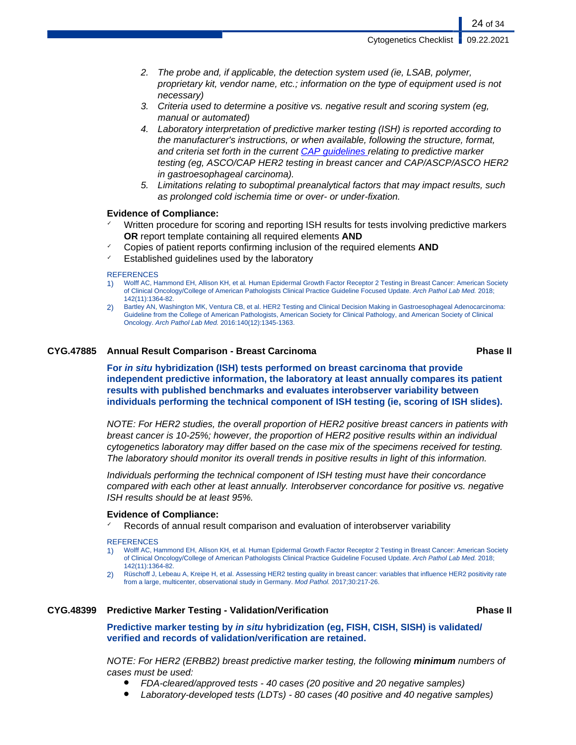2. *The probe and, if applicable, the detection system used (ie, LSAB, polymer, proprietary kit, vendor name, etc.; information on the type of equipment used is not necessary)*
3. *Criteria used to determine a positive vs. negative result and scoring system (eg, manual or automated)*
4. *Laboratory interpretation of predictive marker testing (ISH) is reported according to the manufacturer's instructions, or when available, following the structure, format, and criteria set forth in the current [CAP guidelines](#) relating to predictive marker testing (eg, ASCO/CAP HER2 testing in breast cancer and CAP/ASCP/ASCO HER2 in gastroesophageal carcinoma).*
5. *Limitations relating to suboptimal preanalytical factors that may impact results, such as prolonged cold ischemia time or over- or under-fixation.*

**Evidence of Compliance:**

- ✓ Written procedure for scoring and reporting ISH results for tests involving predictive markers **OR** report template containing all required elements **AND**
- ✓ Copies of patient reports confirming inclusion of the required elements **AND**
- ✓ Established guidelines used by the laboratory

REFERENCES

1) Wolff AC, Hammond EH, Allison KH, et al. Human Epidermal Growth Factor Receptor 2 Testing in Breast Cancer: American Society of Clinical Oncology/College of American Pathologists Clinical Practice Guideline Focused Update. *Arch Pathol Lab Med.* 2018; 142(11):1364-82.
2) Bartley AN, Washington MK, Ventura CB, et al. HER2 Testing and Clinical Decision Making in Gastroesophageal Adenocarcinoma: Guideline from the College of American Pathologists, American Society for Clinical Pathology, and American Society of Clinical Oncology. *Arch Pathol Lab Med.* 2016:140(12):1345-1363.

## CYG.47885 Annual Result Comparison - Breast Carcinoma — Phase II

**For *in situ* hybridization (ISH) tests performed on breast carcinoma that provide independent predictive information, the laboratory at least annually compares its patient results with published benchmarks and evaluates interobserver variability between individuals performing the technical component of ISH testing (ie, scoring of ISH slides).**

*NOTE: For HER2 studies, the overall proportion of HER2 positive breast cancers in patients with breast cancer is 10-25%; however, the proportion of HER2 positive results within an individual cytogenetics laboratory may differ based on the case mix of the specimens received for testing. The laboratory should monitor its overall trends in positive results in light of this information.*

*Individuals performing the technical component of ISH testing must have their concordance compared with each other at least annually. Interobserver concordance for positive vs. negative ISH results should be at least 95%.*

**Evidence of Compliance:**

- ✓ Records of annual result comparison and evaluation of interobserver variability

REFERENCES

1) Wolff AC, Hammond EH, Allison KH, et al. Human Epidermal Growth Factor Receptor 2 Testing in Breast Cancer: American Society of Clinical Oncology/College of American Pathologists Clinical Practice Guideline Focused Update. *Arch Pathol Lab Med.* 2018; 142(11):1364-82.
2) Rüschoff J, Lebeau A, Kreipe H, et al. Assessing HER2 testing quality in breast cancer: variables that influence HER2 positivity rate from a large, multicenter, observational study in Germany. *Mod Pathol.* 2017;30:217-26.

## CYG.48399 Predictive Marker Testing - Validation/Verification — Phase II

**Predictive marker testing by *in situ* hybridization (eg, FISH, CISH, SISH) is validated/ verified and records of validation/verification are retained.**

*NOTE: For HER2 (ERBB2) breast predictive marker testing, the following **minimum** numbers of cases must be used:*

- *FDA-cleared/approved tests - 40 cases (20 positive and 20 negative samples)*
- *Laboratory-developed tests (LDTs) - 80 cases (40 positive and 40 negative samples)*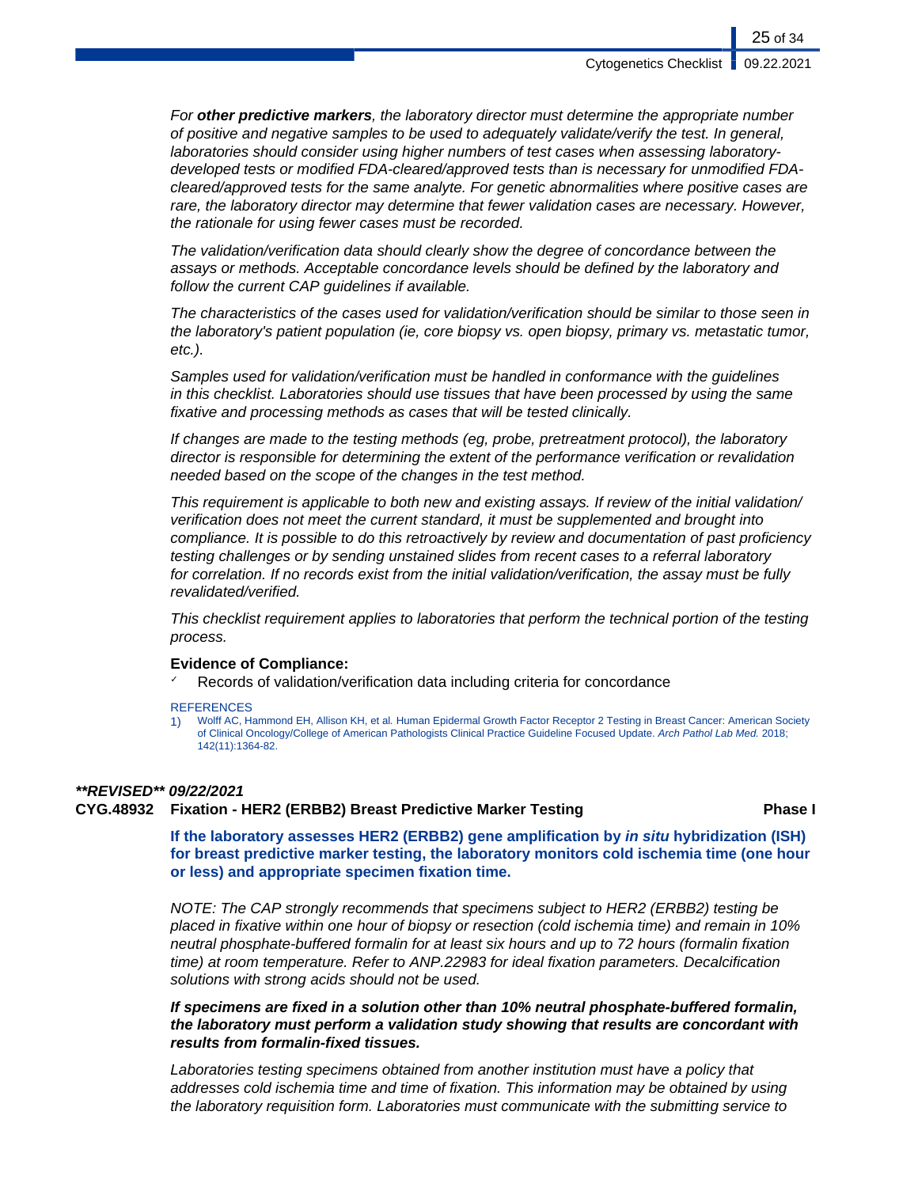*For **other predictive markers**, the laboratory director must determine the appropriate number of positive and negative samples to be used to adequately validate/verify the test. In general, laboratories should consider using higher numbers of test cases when assessing laboratory-developed tests or modified FDA-cleared/approved tests than is necessary for unmodified FDA-cleared/approved tests for the same analyte. For genetic abnormalities where positive cases are rare, the laboratory director may determine that fewer validation cases are necessary. However, the rationale for using fewer cases must be recorded.*

*The validation/verification data should clearly show the degree of concordance between the assays or methods. Acceptable concordance levels should be defined by the laboratory and follow the current CAP guidelines if available.*

*The characteristics of the cases used for validation/verification should be similar to those seen in the laboratory's patient population (ie, core biopsy vs. open biopsy, primary vs. metastatic tumor, etc.).*

*Samples used for validation/verification must be handled in conformance with the guidelines in this checklist. Laboratories should use tissues that have been processed by using the same fixative and processing methods as cases that will be tested clinically.*

*If changes are made to the testing methods (eg, probe, pretreatment protocol), the laboratory director is responsible for determining the extent of the performance verification or revalidation needed based on the scope of the changes in the test method.*

*This requirement is applicable to both new and existing assays. If review of the initial validation/verification does not meet the current standard, it must be supplemented and brought into compliance. It is possible to do this retroactively by review and documentation of past proficiency testing challenges or by sending unstained slides from recent cases to a referral laboratory for correlation. If no records exist from the initial validation/verification, the assay must be fully revalidated/verified.*

*This checklist requirement applies to laboratories that perform the technical portion of the testing process.*

**Evidence of Compliance:**

- ✓ Records of validation/verification data including criteria for concordance

REFERENCES

1) Wolff AC, Hammond EH, Allison KH, et al. Human Epidermal Growth Factor Receptor 2 Testing in Breast Cancer: American Society of Clinical Oncology/College of American Pathologists Clinical Practice Guideline Focused Update. *Arch Pathol Lab Med.* 2018; 142(11):1364-82.

***\*\*REVISED\*\* 09/22/2021***

**CYG.48932 Fixation - HER2 (ERBB2) Breast Predictive Marker Testing Phase I**

**If the laboratory assesses HER2 (ERBB2) gene amplification by *in situ* hybridization (ISH) for breast predictive marker testing, the laboratory monitors cold ischemia time (one hour or less) and appropriate specimen fixation time.**

*NOTE: The CAP strongly recommends that specimens subject to HER2 (ERBB2) testing be placed in fixative within one hour of biopsy or resection (cold ischemia time) and remain in 10% neutral phosphate-buffered formalin for at least six hours and up to 72 hours (formalin fixation time) at room temperature. Refer to ANP.22983 for ideal fixation parameters. Decalcification solutions with strong acids should not be used.*

***If specimens are fixed in a solution other than 10% neutral phosphate-buffered formalin, the laboratory must perform a validation study showing that results are concordant with results from formalin-fixed tissues.***

*Laboratories testing specimens obtained from another institution must have a policy that addresses cold ischemia time and time of fixation. This information may be obtained by using the laboratory requisition form. Laboratories must communicate with the submitting service to*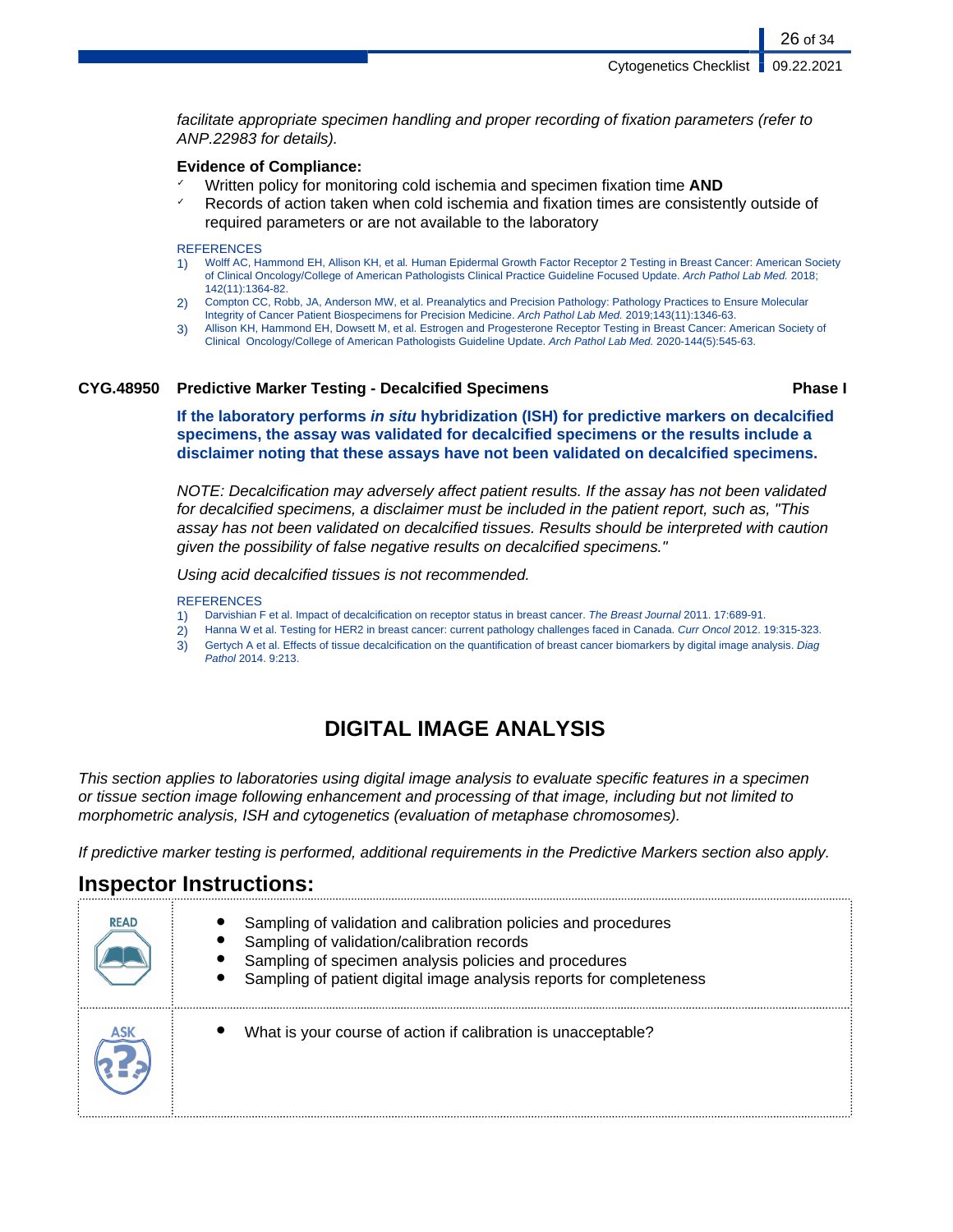*facilitate appropriate specimen handling and proper recording of fixation parameters (refer to ANP.22983 for details).*

**Evidence of Compliance:**

- ✓ Written policy for monitoring cold ischemia and specimen fixation time **AND**
- ✓ Records of action taken when cold ischemia and fixation times are consistently outside of required parameters or are not available to the laboratory

REFERENCES

1) Wolff AC, Hammond EH, Allison KH, et al. Human Epidermal Growth Factor Receptor 2 Testing in Breast Cancer: American Society of Clinical Oncology/College of American Pathologists Clinical Practice Guideline Focused Update. *Arch Pathol Lab Med.* 2018; 142(11):1364-82.
2) Compton CC, Robb, JA, Anderson MW, et al. Preanalytics and Precision Pathology: Pathology Practices to Ensure Molecular Integrity of Cancer Patient Biospecimens for Precision Medicine. *Arch Pathol Lab Med.* 2019;143(11):1346-63.
3) Allison KH, Hammond EH, Dowsett M, et al. Estrogen and Progesterone Receptor Testing in Breast Cancer: American Society of Clinical Oncology/College of American Pathologists Guideline Update. *Arch Pathol Lab Med.* 2020-144(5):545-63.

### CYG.48950 Predictive Marker Testing - Decalcified Specimens — Phase I

**If the laboratory performs *in situ* hybridization (ISH) for predictive markers on decalcified specimens, the assay was validated for decalcified specimens or the results include a disclaimer noting that these assays have not been validated on decalcified specimens.**

*NOTE: Decalcification may adversely affect patient results. If the assay has not been validated for decalcified specimens, a disclaimer must be included in the patient report, such as, "This assay has not been validated on decalcified tissues. Results should be interpreted with caution given the possibility of false negative results on decalcified specimens."*

*Using acid decalcified tissues is not recommended.*

REFERENCES

1) Darvishian F et al. Impact of decalcification on receptor status in breast cancer. *The Breast Journal* 2011. 17:689-91.
2) Hanna W et al. Testing for HER2 in breast cancer: current pathology challenges faced in Canada. *Curr Oncol* 2012. 19:315-323.
3) Gertych A et al. Effects of tissue decalcification on the quantification of breast cancer biomarkers by digital image analysis. *Diag Pathol* 2014. 9:213.

# DIGITAL IMAGE ANALYSIS

*This section applies to laboratories using digital image analysis to evaluate specific features in a specimen or tissue section image following enhancement and processing of that image, including but not limited to morphometric analysis, ISH and cytogenetics (evaluation of metaphase chromosomes).*

*If predictive marker testing is performed, additional requirements in the Predictive Markers section also apply.*

## Inspector Instructions:

| | |
|---|---|
| READ | • Sampling of validation and calibration policies and procedures<br>• Sampling of validation/calibration records<br>• Sampling of specimen analysis policies and procedures<br>• Sampling of patient digital image analysis reports for completeness |
| ASK | • What is your course of action if calibration is unacceptable? |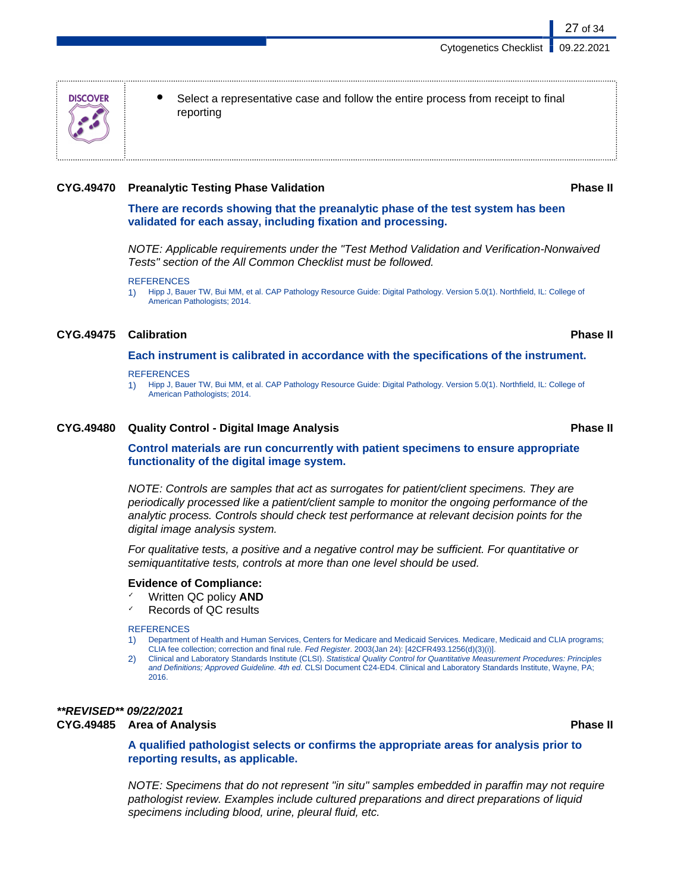**DISCOVER**

- Select a representative case and follow the entire process from receipt to final reporting

### CYG.49470 Preanalytic Testing Phase Validation — Phase II

**There are records showing that the preanalytic phase of the test system has been validated for each assay, including fixation and processing.**

*NOTE: Applicable requirements under the "Test Method Validation and Verification-Nonwaived Tests" section of the All Common Checklist must be followed.*

REFERENCES

1) Hipp J, Bauer TW, Bui MM, et al. CAP Pathology Resource Guide: Digital Pathology. Version 5.0(1). Northfield, IL: College of American Pathologists; 2014.

### CYG.49475 Calibration — Phase II

**Each instrument is calibrated in accordance with the specifications of the instrument.**

REFERENCES

1) Hipp J, Bauer TW, Bui MM, et al. CAP Pathology Resource Guide: Digital Pathology. Version 5.0(1). Northfield, IL: College of American Pathologists; 2014.

### CYG.49480 Quality Control - Digital Image Analysis — Phase II

**Control materials are run concurrently with patient specimens to ensure appropriate functionality of the digital image system.**

*NOTE: Controls are samples that act as surrogates for patient/client specimens. They are periodically processed like a patient/client sample to monitor the ongoing performance of the analytic process. Controls should check test performance at relevant decision points for the digital image analysis system.*

*For qualitative tests, a positive and a negative control may be sufficient. For quantitative or semiquantitative tests, controls at more than one level should be used.*

**Evidence of Compliance:**

- ✓ Written QC policy **AND**
- ✓ Records of QC results

REFERENCES

1) Department of Health and Human Services, Centers for Medicare and Medicaid Services. Medicare, Medicaid and CLIA programs; CLIA fee collection; correction and final rule. *Fed Register.* 2003(Jan 24): [42CFR493.1256(d)(3)(i)].
2) Clinical and Laboratory Standards Institute (CLSI). *Statistical Quality Control for Quantitative Measurement Procedures: Principles and Definitions; Approved Guideline. 4th ed.* CLSI Document C24-ED4. Clinical and Laboratory Standards Institute, Wayne, PA; 2016.

***\*\*REVISED\*\* 09/22/2021***

### CYG.49485 Area of Analysis — Phase II

**A qualified pathologist selects or confirms the appropriate areas for analysis prior to reporting results, as applicable.**

*NOTE: Specimens that do not represent "in situ" samples embedded in paraffin may not require pathologist review. Examples include cultured preparations and direct preparations of liquid specimens including blood, urine, pleural fluid, etc.*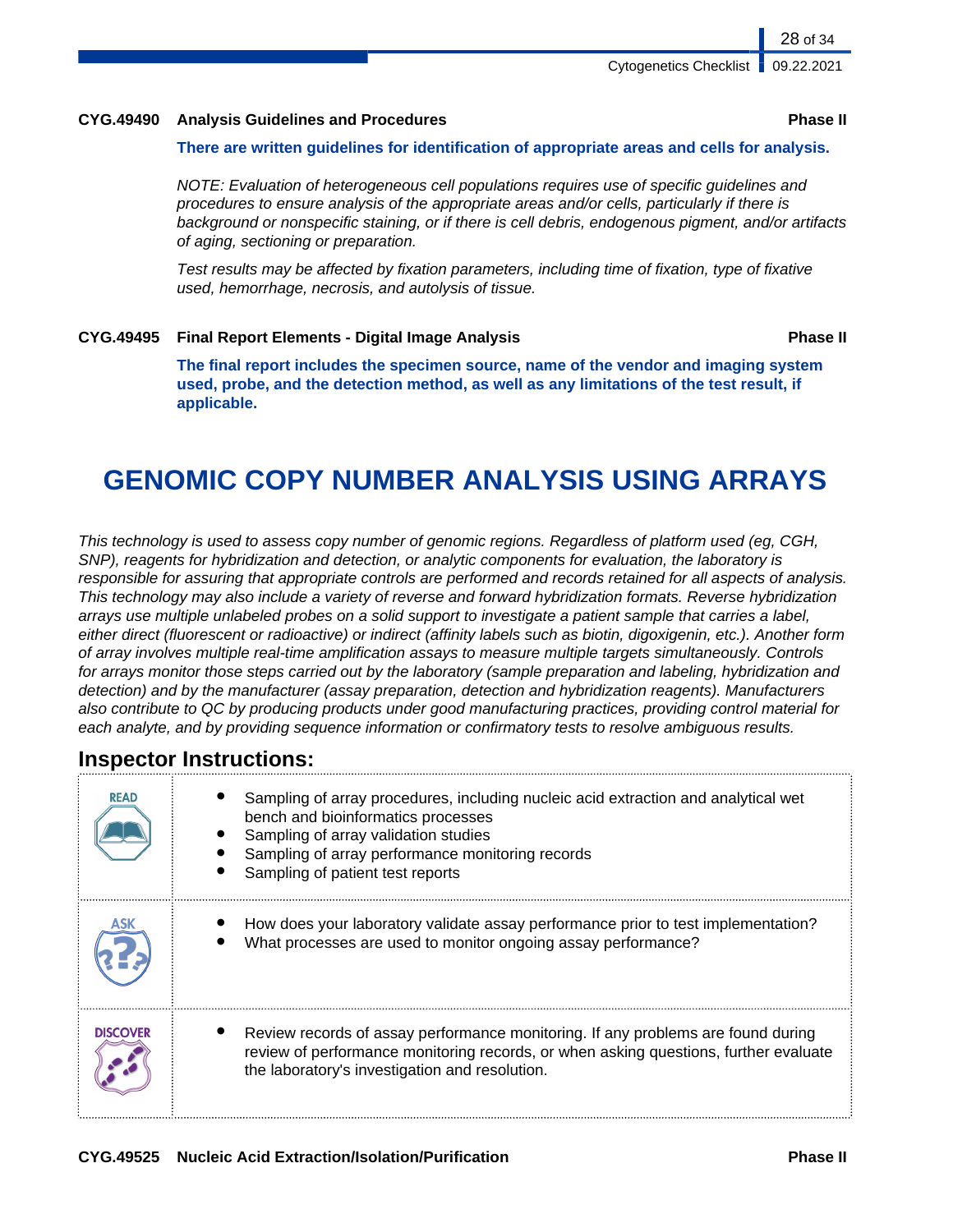**CYG.49490 Analysis Guidelines and Procedures** **Phase II**

**There are written guidelines for identification of appropriate areas and cells for analysis.**

*NOTE: Evaluation of heterogeneous cell populations requires use of specific guidelines and procedures to ensure analysis of the appropriate areas and/or cells, particularly if there is background or nonspecific staining, or if there is cell debris, endogenous pigment, and/or artifacts of aging, sectioning or preparation.*

*Test results may be affected by fixation parameters, including time of fixation, type of fixative used, hemorrhage, necrosis, and autolysis of tissue.*

**CYG.49495 Final Report Elements - Digital Image Analysis** **Phase II**

**The final report includes the specimen source, name of the vendor and imaging system used, probe, and the detection method, as well as any limitations of the test result, if applicable.**

# GENOMIC COPY NUMBER ANALYSIS USING ARRAYS

*This technology is used to assess copy number of genomic regions. Regardless of platform used (eg, CGH, SNP), reagents for hybridization and detection, or analytic components for evaluation, the laboratory is responsible for assuring that appropriate controls are performed and records retained for all aspects of analysis. This technology may also include a variety of reverse and forward hybridization formats. Reverse hybridization arrays use multiple unlabeled probes on a solid support to investigate a patient sample that carries a label, either direct (fluorescent or radioactive) or indirect (affinity labels such as biotin, digoxigenin, etc.). Another form of array involves multiple real-time amplification assays to measure multiple targets simultaneously. Controls for arrays monitor those steps carried out by the laboratory (sample preparation and labeling, hybridization and detection) and by the manufacturer (assay preparation, detection and hybridization reagents). Manufacturers also contribute to QC by producing products under good manufacturing practices, providing control material for each analyte, and by providing sequence information or confirmatory tests to resolve ambiguous results.*

## Inspector Instructions:

| | |
|---|---|
| READ | • Sampling of array procedures, including nucleic acid extraction and analytical wet bench and bioinformatics processes<br>• Sampling of array validation studies<br>• Sampling of array performance monitoring records<br>• Sampling of patient test reports |
| ASK | • How does your laboratory validate assay performance prior to test implementation?<br>• What processes are used to monitor ongoing assay performance? |
| DISCOVER | • Review records of assay performance monitoring. If any problems are found during review of performance monitoring records, or when asking questions, further evaluate the laboratory's investigation and resolution. |

**CYG.49525 Nucleic Acid Extraction/Isolation/Purification** **Phase II**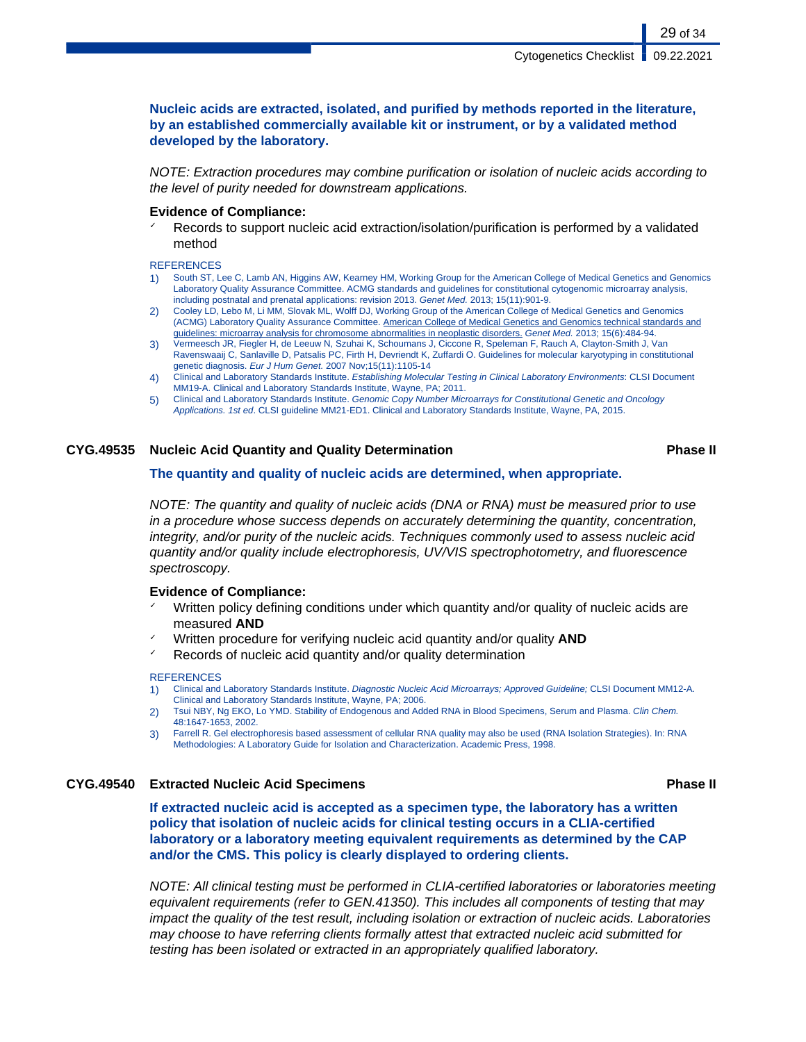**Nucleic acids are extracted, isolated, and purified by methods reported in the literature, by an established commercially available kit or instrument, or by a validated method developed by the laboratory.**

*NOTE: Extraction procedures may combine purification or isolation of nucleic acids according to the level of purity needed for downstream applications.*

**Evidence of Compliance:**

- ✓ Records to support nucleic acid extraction/isolation/purification is performed by a validated method

REFERENCES

1) South ST, Lee C, Lamb AN, Higgins AW, Kearney HM, Working Group for the American College of Medical Genetics and Genomics Laboratory Quality Assurance Committee. ACMG standards and guidelines for constitutional cytogenomic microarray analysis, including postnatal and prenatal applications: revision 2013. *Genet Med.* 2013; 15(11):901-9.
2) Cooley LD, Lebo M, Li MM, Slovak ML, Wolff DJ, Working Group of the American College of Medical Genetics and Genomics (ACMG) Laboratory Quality Assurance Committee. American College of Medical Genetics and Genomics technical standards and guidelines: microarray analysis for chromosome abnormalities in neoplastic disorders. *Genet Med.* 2013; 15(6):484-94.
3) Vermeesch JR, Fiegler H, de Leeuw N, Szuhai K, Schoumans J, Ciccone R, Speleman F, Rauch A, Clayton-Smith J, Van Ravenswaaij C, Sanlaville D, Patsalis PC, Firth H, Devriendt K, Zuffardi O. Guidelines for molecular karyotyping in constitutional genetic diagnosis. *Eur J Hum Genet.* 2007 Nov;15(11):1105-14
4) Clinical and Laboratory Standards Institute. *Establishing Molecular Testing in Clinical Laboratory Environments*: CLSI Document MM19-A. Clinical and Laboratory Standards Institute, Wayne, PA; 2011.
5) Clinical and Laboratory Standards Institute. *Genomic Copy Number Microarrays for Constitutional Genetic and Oncology Applications. 1st ed*. CLSI guideline MM21-ED1. Clinical and Laboratory Standards Institute, Wayne, PA, 2015.

## CYG.49535 Nucleic Acid Quantity and Quality Determination — Phase II

**The quantity and quality of nucleic acids are determined, when appropriate.**

*NOTE: The quantity and quality of nucleic acids (DNA or RNA) must be measured prior to use in a procedure whose success depends on accurately determining the quantity, concentration, integrity, and/or purity of the nucleic acids. Techniques commonly used to assess nucleic acid quantity and/or quality include electrophoresis, UV/VIS spectrophotometry, and fluorescence spectroscopy.*

**Evidence of Compliance:**

- ✓ Written policy defining conditions under which quantity and/or quality of nucleic acids are measured **AND**
- ✓ Written procedure for verifying nucleic acid quantity and/or quality **AND**
- ✓ Records of nucleic acid quantity and/or quality determination

REFERENCES

1) Clinical and Laboratory Standards Institute. *Diagnostic Nucleic Acid Microarrays; Approved Guideline;* CLSI Document MM12-A. Clinical and Laboratory Standards Institute, Wayne, PA; 2006.
2) Tsui NBY, Ng EKO, Lo YMD. Stability of Endogenous and Added RNA in Blood Specimens, Serum and Plasma. *Clin Chem.* 48:1647-1653, 2002.
3) Farrell R. Gel electrophoresis based assessment of cellular RNA quality may also be used (RNA Isolation Strategies). In: RNA Methodologies: A Laboratory Guide for Isolation and Characterization. Academic Press, 1998.

## CYG.49540 Extracted Nucleic Acid Specimens — Phase II

**If extracted nucleic acid is accepted as a specimen type, the laboratory has a written policy that isolation of nucleic acids for clinical testing occurs in a CLIA-certified laboratory or a laboratory meeting equivalent requirements as determined by the CAP and/or the CMS. This policy is clearly displayed to ordering clients.**

*NOTE: All clinical testing must be performed in CLIA-certified laboratories or laboratories meeting equivalent requirements (refer to GEN.41350). This includes all components of testing that may impact the quality of the test result, including isolation or extraction of nucleic acids. Laboratories may choose to have referring clients formally attest that extracted nucleic acid submitted for testing has been isolated or extracted in an appropriately qualified laboratory.*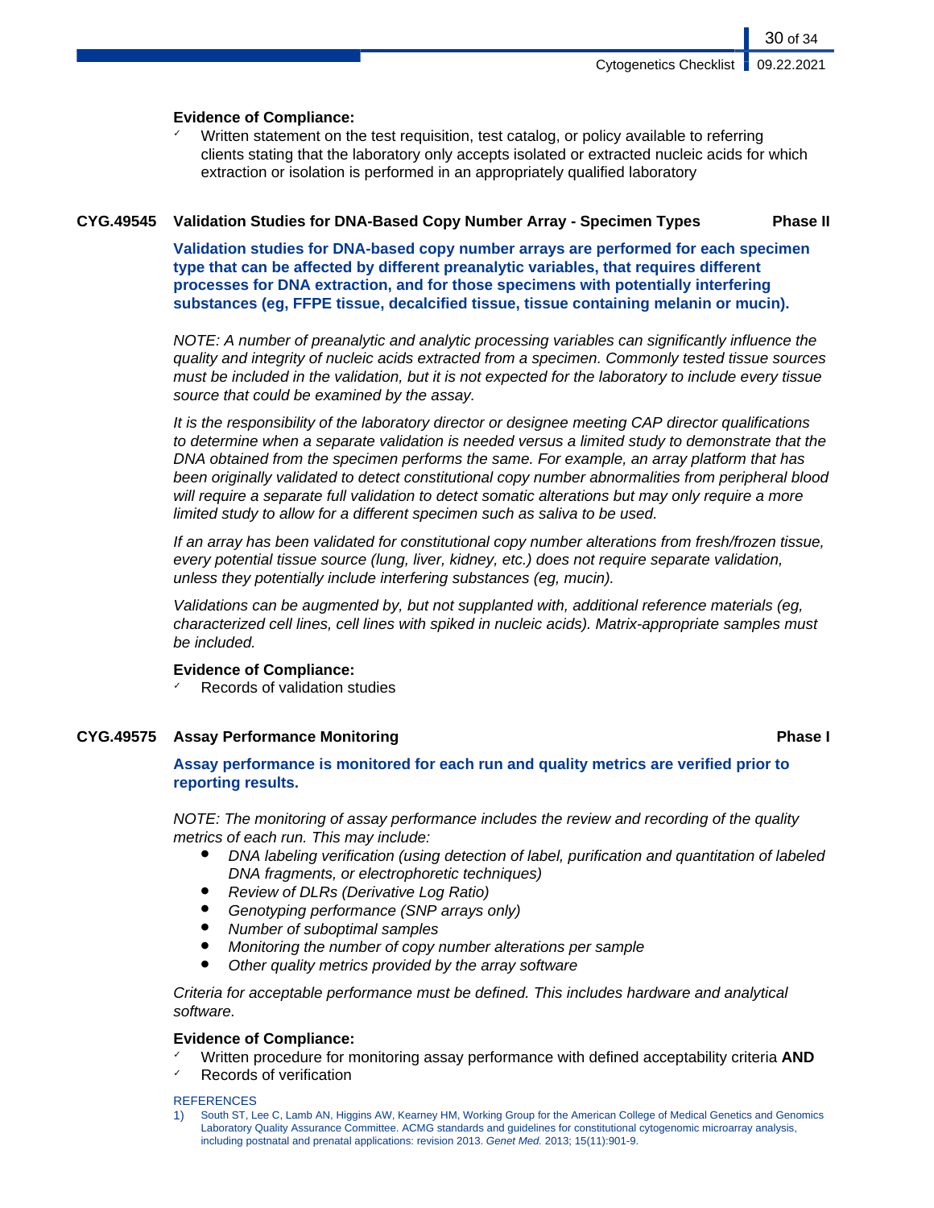**Evidence of Compliance:**

- ✓ Written statement on the test requisition, test catalog, or policy available to referring clients stating that the laboratory only accepts isolated or extracted nucleic acids for which extraction or isolation is performed in an appropriately qualified laboratory

### CYG.49545 Validation Studies for DNA-Based Copy Number Array - Specimen Types — Phase II

**Validation studies for DNA-based copy number arrays are performed for each specimen type that can be affected by different preanalytic variables, that requires different processes for DNA extraction, and for those specimens with potentially interfering substances (eg, FFPE tissue, decalcified tissue, tissue containing melanin or mucin).**

*NOTE: A number of preanalytic and analytic processing variables can significantly influence the quality and integrity of nucleic acids extracted from a specimen. Commonly tested tissue sources must be included in the validation, but it is not expected for the laboratory to include every tissue source that could be examined by the assay.*

*It is the responsibility of the laboratory director or designee meeting CAP director qualifications to determine when a separate validation is needed versus a limited study to demonstrate that the DNA obtained from the specimen performs the same. For example, an array platform that has been originally validated to detect constitutional copy number abnormalities from peripheral blood will require a separate full validation to detect somatic alterations but may only require a more limited study to allow for a different specimen such as saliva to be used.*

*If an array has been validated for constitutional copy number alterations from fresh/frozen tissue, every potential tissue source (lung, liver, kidney, etc.) does not require separate validation, unless they potentially include interfering substances (eg, mucin).*

*Validations can be augmented by, but not supplanted with, additional reference materials (eg, characterized cell lines, cell lines with spiked in nucleic acids). Matrix-appropriate samples must be included.*

**Evidence of Compliance:**

- ✓ Records of validation studies

### CYG.49575 Assay Performance Monitoring — Phase I

**Assay performance is monitored for each run and quality metrics are verified prior to reporting results.**

*NOTE: The monitoring of assay performance includes the review and recording of the quality metrics of each run. This may include:*

- *DNA labeling verification (using detection of label, purification and quantitation of labeled DNA fragments, or electrophoretic techniques)*
- *Review of DLRs (Derivative Log Ratio)*
- *Genotyping performance (SNP arrays only)*
- *Number of suboptimal samples*
- *Monitoring the number of copy number alterations per sample*
- *Other quality metrics provided by the array software*

*Criteria for acceptable performance must be defined. This includes hardware and analytical software.*

**Evidence of Compliance:**

- ✓ Written procedure for monitoring assay performance with defined acceptability criteria **AND**
- ✓ Records of verification

REFERENCES

1) South ST, Lee C, Lamb AN, Higgins AW, Kearney HM, Working Group for the American College of Medical Genetics and Genomics Laboratory Quality Assurance Committee. ACMG standards and guidelines for constitutional cytogenomic microarray analysis, including postnatal and prenatal applications: revision 2013. *Genet Med.* 2013; 15(11):901-9.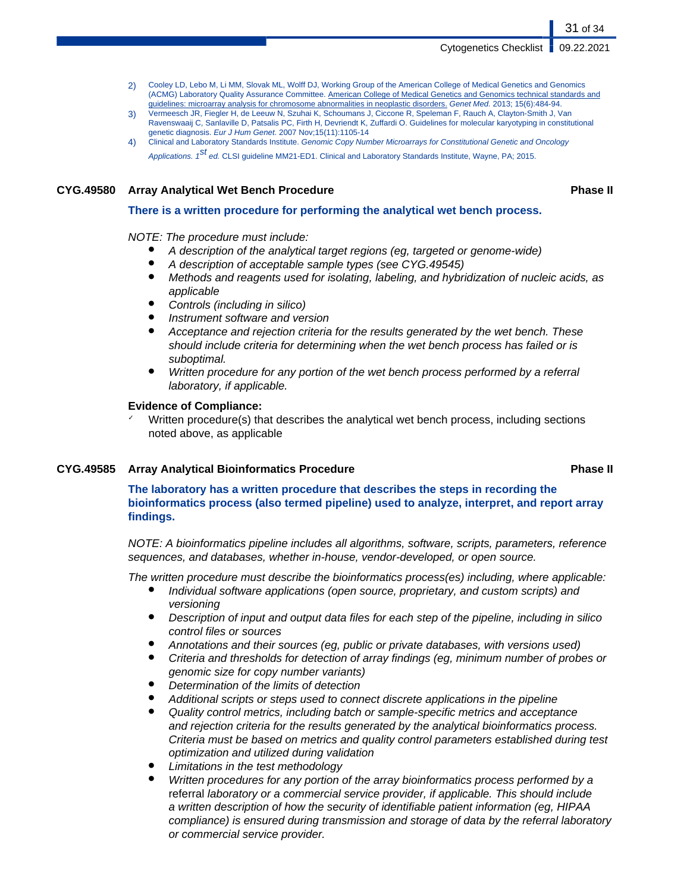2) Cooley LD, Lebo M, Li MM, Slovak ML, Wolff DJ, Working Group of the American College of Medical Genetics and Genomics (ACMG) Laboratory Quality Assurance Committee. American College of Medical Genetics and Genomics technical standards and guidelines: microarray analysis for chromosome abnormalities in neoplastic disorders. *Genet Med.* 2013; 15(6):484-94.

3) Vermeesch JR, Fiegler H, de Leeuw N, Szuhai K, Schoumans J, Ciccone R, Speleman F, Rauch A, Clayton-Smith J, Van Ravenswaaij C, Sanlaville D, Patsalis PC, Firth H, Devriendt K, Zuffardi O. Guidelines for molecular karyotyping in constitutional genetic diagnosis. *Eur J Hum Genet.* 2007 Nov;15(11):1105-14

4) Clinical and Laboratory Standards Institute. *Genomic Copy Number Microarrays for Constitutional Genetic and Oncology Applications. 1st ed.* CLSI guideline MM21-ED1. Clinical and Laboratory Standards Institute, Wayne, PA; 2015.

### CYG.49580 Array Analytical Wet Bench Procedure — Phase II

**There is a written procedure for performing the analytical wet bench process.**

*NOTE: The procedure must include:*

- *A description of the analytical target regions (eg, targeted or genome-wide)*
- *A description of acceptable sample types (see CYG.49545)*
- *Methods and reagents used for isolating, labeling, and hybridization of nucleic acids, as applicable*
- *Controls (including in silico)*
- *Instrument software and version*
- *Acceptance and rejection criteria for the results generated by the wet bench. These should include criteria for determining when the wet bench process has failed or is suboptimal.*
- *Written procedure for any portion of the wet bench process performed by a referral laboratory, if applicable.*

**Evidence of Compliance:**

- ✓ Written procedure(s) that describes the analytical wet bench process, including sections noted above, as applicable

### CYG.49585 Array Analytical Bioinformatics Procedure — Phase II

**The laboratory has a written procedure that describes the steps in recording the bioinformatics process (also termed pipeline) used to analyze, interpret, and report array findings.**

*NOTE: A bioinformatics pipeline includes all algorithms, software, scripts, parameters, reference sequences, and databases, whether in-house, vendor-developed, or open source.*

*The written procedure must describe the bioinformatics process(es) including, where applicable:*

- *Individual software applications (open source, proprietary, and custom scripts) and versioning*
- *Description of input and output data files for each step of the pipeline, including in silico control files or sources*
- *Annotations and their sources (eg, public or private databases, with versions used)*
- *Criteria and thresholds for detection of array findings (eg, minimum number of probes or genomic size for copy number variants)*
- *Determination of the limits of detection*
- *Additional scripts or steps used to connect discrete applications in the pipeline*
- *Quality control metrics, including batch or sample-specific metrics and acceptance and rejection criteria for the results generated by the analytical bioinformatics process. Criteria must be based on metrics and quality control parameters established during test optimization and utilized during validation*
- *Limitations in the test methodology*
- *Written procedures for any portion of the array bioinformatics process performed by a* referral *laboratory or a commercial service provider, if applicable. This should include a written description of how the security of identifiable patient information (eg, HIPAA compliance) is ensured during transmission and storage of data by the referral laboratory or commercial service provider.*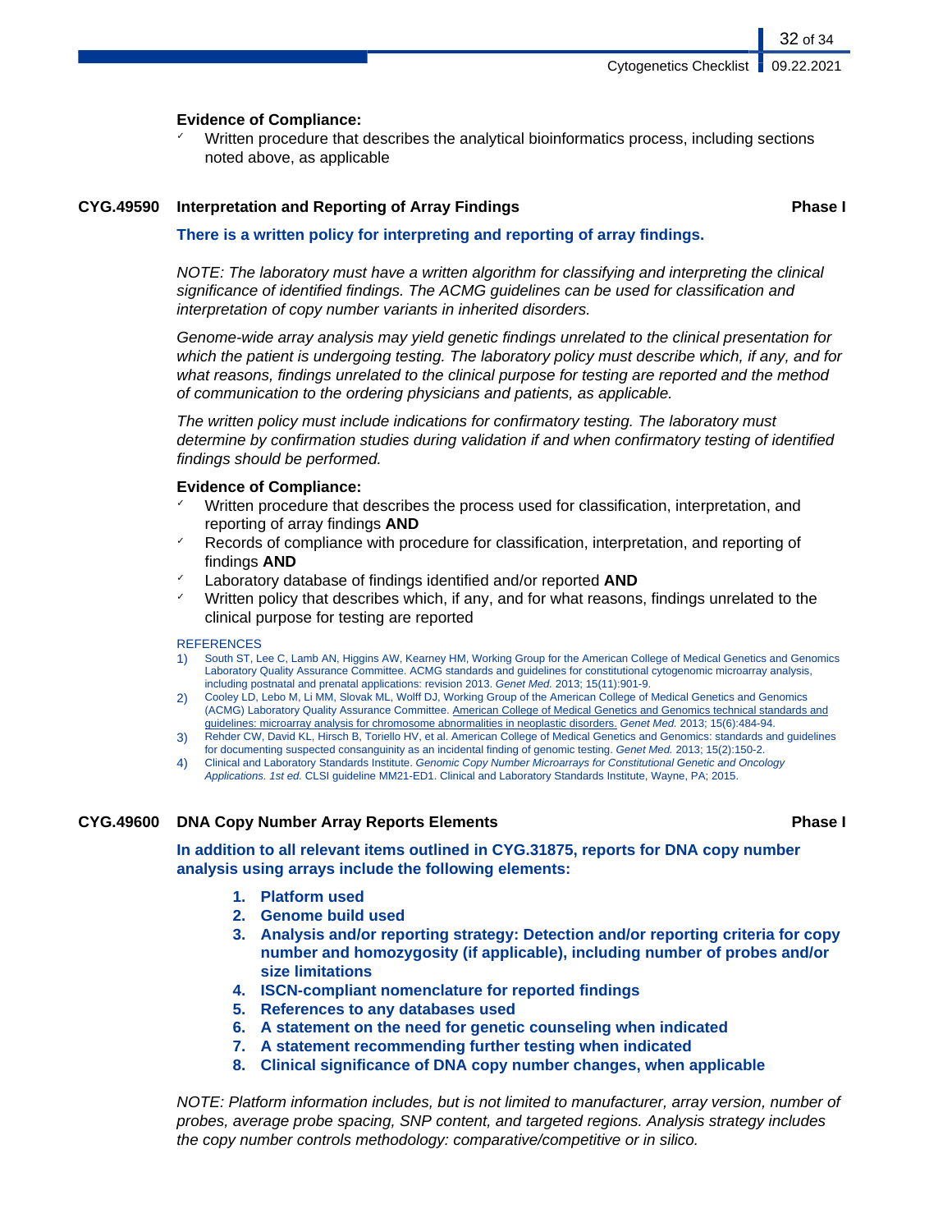**Evidence of Compliance:**

- Written procedure that describes the analytical bioinformatics process, including sections noted above, as applicable

### CYG.49590 Interpretation and Reporting of Array Findings — Phase I

**There is a written policy for interpreting and reporting of array findings.**

*NOTE: The laboratory must have a written algorithm for classifying and interpreting the clinical significance of identified findings. The ACMG guidelines can be used for classification and interpretation of copy number variants in inherited disorders.*

*Genome-wide array analysis may yield genetic findings unrelated to the clinical presentation for which the patient is undergoing testing. The laboratory policy must describe which, if any, and for what reasons, findings unrelated to the clinical purpose for testing are reported and the method of communication to the ordering physicians and patients, as applicable.*

*The written policy must include indications for confirmatory testing. The laboratory must determine by confirmation studies during validation if and when confirmatory testing of identified findings should be performed.*

**Evidence of Compliance:**

- Written procedure that describes the process used for classification, interpretation, and reporting of array findings **AND**
- Records of compliance with procedure for classification, interpretation, and reporting of findings **AND**
- Laboratory database of findings identified and/or reported **AND**
- Written policy that describes which, if any, and for what reasons, findings unrelated to the clinical purpose for testing are reported

REFERENCES

1) South ST, Lee C, Lamb AN, Higgins AW, Kearney HM, Working Group for the American College of Medical Genetics and Genomics Laboratory Quality Assurance Committee. ACMG standards and guidelines for constitutional cytogenomic microarray analysis, including postnatal and prenatal applications: revision 2013. *Genet Med.* 2013; 15(11):901-9.
2) Cooley LD, Lebo M, Li MM, Slovak ML, Wolff DJ, Working Group of the American College of Medical Genetics and Genomics (ACMG) Laboratory Quality Assurance Committee. American College of Medical Genetics and Genomics technical standards and guidelines: microarray analysis for chromosome abnormalities in neoplastic disorders. *Genet Med.* 2013; 15(6):484-94.
3) Rehder CW, David KL, Hirsch B, Toriello HV, et al. American College of Medical Genetics and Genomics: standards and guidelines for documenting suspected consanguinity as an incidental finding of genomic testing. *Genet Med.* 2013; 15(2):150-2.
4) Clinical and Laboratory Standards Institute. *Genomic Copy Number Microarrays for Constitutional Genetic and Oncology Applications. 1st ed.* CLSI guideline MM21-ED1. Clinical and Laboratory Standards Institute, Wayne, PA; 2015.

### CYG.49600 DNA Copy Number Array Reports Elements — Phase I

**In addition to all relevant items outlined in CYG.31875, reports for DNA copy number analysis using arrays include the following elements:**

1. **Platform used**
2. **Genome build used**
3. **Analysis and/or reporting strategy: Detection and/or reporting criteria for copy number and homozygosity (if applicable), including number of probes and/or size limitations**
4. **ISCN-compliant nomenclature for reported findings**
5. **References to any databases used**
6. **A statement on the need for genetic counseling when indicated**
7. **A statement recommending further testing when indicated**
8. **Clinical significance of DNA copy number changes, when applicable**

*NOTE: Platform information includes, but is not limited to manufacturer, array version, number of probes, average probe spacing, SNP content, and targeted regions. Analysis strategy includes the copy number controls methodology: comparative/competitive or in silico.*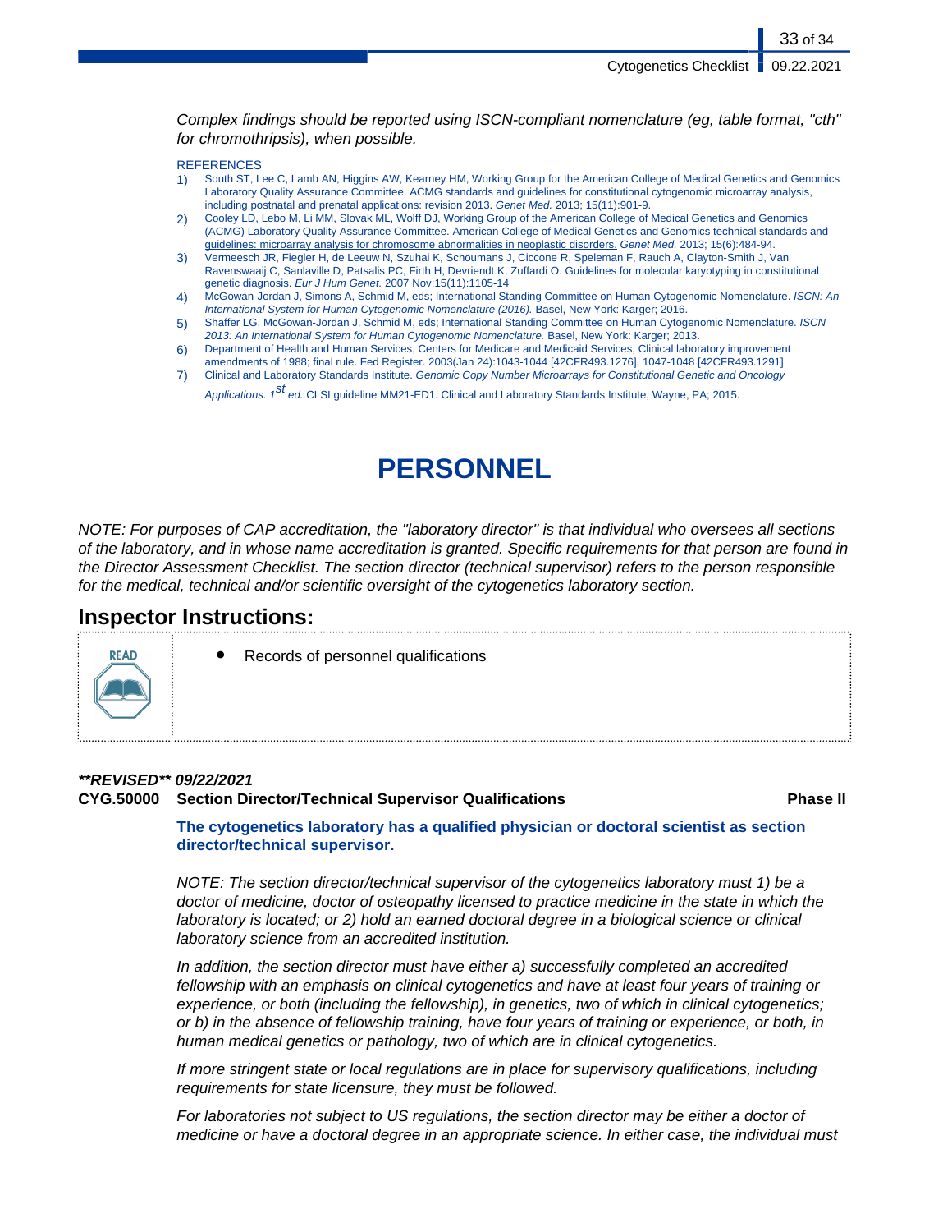*Complex findings should be reported using ISCN-compliant nomenclature (eg, table format, "cth" for chromothripsis), when possible.*

REFERENCES

1) South ST, Lee C, Lamb AN, Higgins AW, Kearney HM, Working Group for the American College of Medical Genetics and Genomics Laboratory Quality Assurance Committee. ACMG standards and guidelines for constitutional cytogenomic microarray analysis, including postnatal and prenatal applications: revision 2013. *Genet Med.* 2013; 15(11):901-9.
2) Cooley LD, Lebo M, Li MM, Slovak ML, Wolff DJ, Working Group of the American College of Medical Genetics and Genomics (ACMG) Laboratory Quality Assurance Committee. American College of Medical Genetics and Genomics technical standards and guidelines: microarray analysis for chromosome abnormalities in neoplastic disorders. *Genet Med.* 2013; 15(6):484-94.
3) Vermeesch JR, Fiegler H, de Leeuw N, Szuhai K, Schoumans J, Ciccone R, Speleman F, Rauch A, Clayton-Smith J, Van Ravenswaaij C, Sanlaville D, Patsalis PC, Firth H, Devriendt K, Zuffardi O. Guidelines for molecular karyotyping in constitutional genetic diagnosis. *Eur J Hum Genet.* 2007 Nov;15(11):1105-14
4) McGowan-Jordan J, Simons A, Schmid M, eds; International Standing Committee on Human Cytogenomic Nomenclature. *ISCN: An International System for Human Cytogenomic Nomenclature (2016).* Basel, New York: Karger; 2016.
5) Shaffer LG, McGowan-Jordan J, Schmid M, eds; International Standing Committee on Human Cytogenomic Nomenclature. *ISCN 2013: An International System for Human Cytogenomic Nomenclature.* Basel, New York: Karger; 2013.
6) Department of Health and Human Services, Centers for Medicare and Medicaid Services, Clinical laboratory improvement amendments of 1988; final rule. Fed Register. 2003(Jan 24):1043-1044 [42CFR493.1276], 1047-1048 [42CFR493.1291]
7) Clinical and Laboratory Standards Institute. *Genomic Copy Number Microarrays for Constitutional Genetic and Oncology Applications. 1st ed.* CLSI guideline MM21-ED1. Clinical and Laboratory Standards Institute, Wayne, PA; 2015.

# PERSONNEL

*NOTE: For purposes of CAP accreditation, the "laboratory director" is that individual who oversees all sections of the laboratory, and in whose name accreditation is granted. Specific requirements for that person are found in the Director Assessment Checklist. The section director (technical supervisor) refers to the person responsible for the medical, technical and/or scientific oversight of the cytogenetics laboratory section.*

## Inspector Instructions:

READ

- Records of personnel qualifications

***REVISED** 09/22/2021*

**CYG.50000 Section Director/Technical Supervisor Qualifications** **Phase II**

**The cytogenetics laboratory has a qualified physician or doctoral scientist as section director/technical supervisor.**

*NOTE: The section director/technical supervisor of the cytogenetics laboratory must 1) be a doctor of medicine, doctor of osteopathy licensed to practice medicine in the state in which the laboratory is located; or 2) hold an earned doctoral degree in a biological science or clinical laboratory science from an accredited institution.*

*In addition, the section director must have either a) successfully completed an accredited fellowship with an emphasis on clinical cytogenetics and have at least four years of training or experience, or both (including the fellowship), in genetics, two of which in clinical cytogenetics; or b) in the absence of fellowship training, have four years of training or experience, or both, in human medical genetics or pathology, two of which are in clinical cytogenetics.*

*If more stringent state or local regulations are in place for supervisory qualifications, including requirements for state licensure, they must be followed.*

*For laboratories not subject to US regulations, the section director may be either a doctor of medicine or have a doctoral degree in an appropriate science. In either case, the individual must*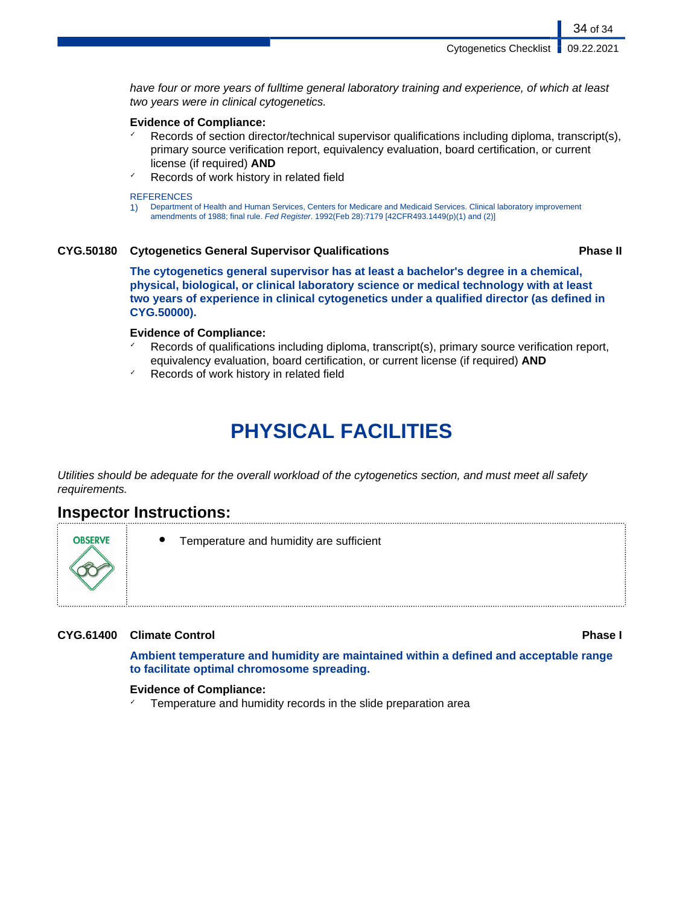*have four or more years of fulltime general laboratory training and experience, of which at least two years were in clinical cytogenetics.*

**Evidence of Compliance:**

- ✓ Records of section director/technical supervisor qualifications including diploma, transcript(s), primary source verification report, equivalency evaluation, board certification, or current license (if required) **AND**
- ✓ Records of work history in related field

REFERENCES

1) Department of Health and Human Services, Centers for Medicare and Medicaid Services. Clinical laboratory improvement amendments of 1988; final rule. *Fed Register*. 1992(Feb 28):7179 [42CFR493.1449(p)(1) and (2)]

**CYG.50180 Cytogenetics General Supervisor Qualifications** **Phase II**

**The cytogenetics general supervisor has at least a bachelor's degree in a chemical, physical, biological, or clinical laboratory science or medical technology with at least two years of experience in clinical cytogenetics under a qualified director (as defined in CYG.50000).**

**Evidence of Compliance:**

- ✓ Records of qualifications including diploma, transcript(s), primary source verification report, equivalency evaluation, board certification, or current license (if required) **AND**
- ✓ Records of work history in related field

# PHYSICAL FACILITIES

*Utilities should be adequate for the overall workload of the cytogenetics section, and must meet all safety requirements.*

## Inspector Instructions:

OBSERVE

- Temperature and humidity are sufficient

**CYG.61400 Climate Control** **Phase I**

**Ambient temperature and humidity are maintained within a defined and acceptable range to facilitate optimal chromosome spreading.**

**Evidence of Compliance:**

- ✓ Temperature and humidity records in the slide preparation area